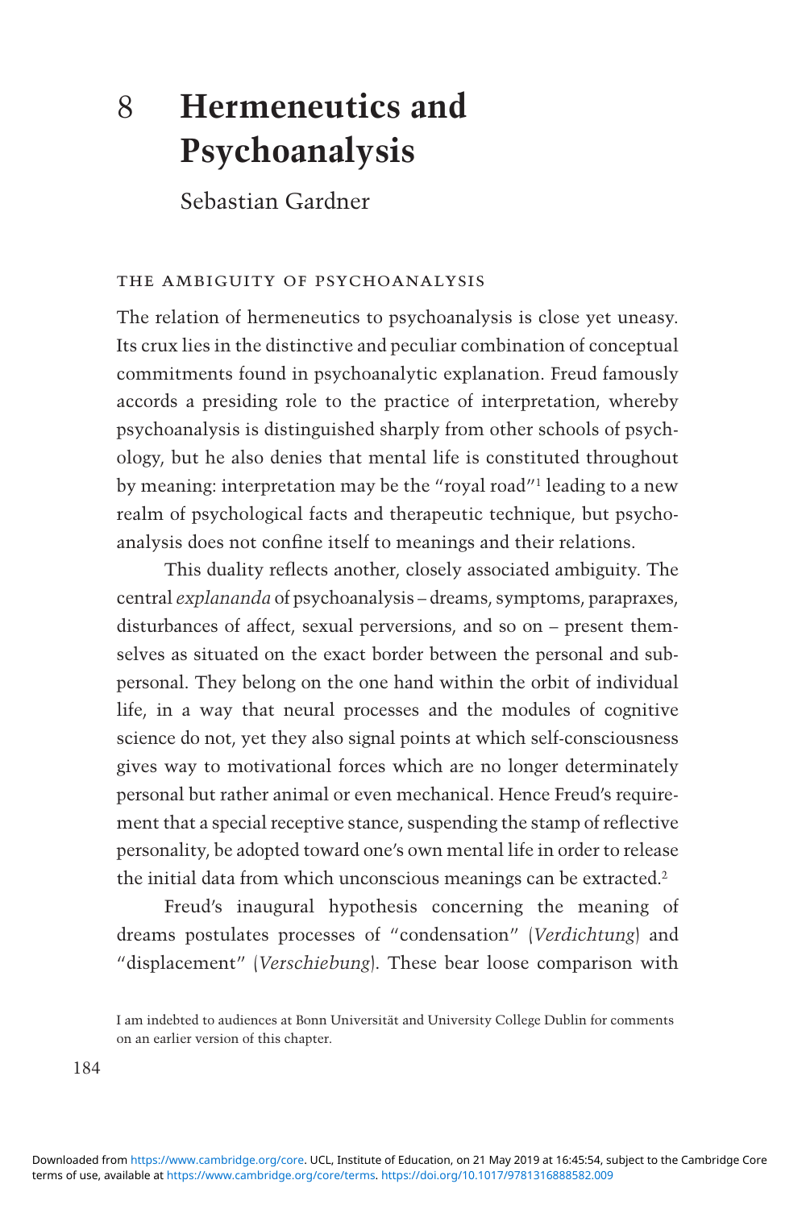# 8 Hermeneutics and Psychoanalysis

Sebastian Gardner

## THE AMBIGUITY OF PSYCHOANALYSIS

The relation of hermeneutics to psychoanalysis is close yet uneasy. Its crux lies in the distinctive and peculiar combination of conceptual commitments found in psychoanalytic explanation. Freud famously accords a presiding role to the practice of interpretation, whereby psychoanalysis is distinguished sharply from other schools of psychology, but he also denies that mental life is constituted throughout by meaning: interpretation may be the "royal road"[1] leading to a new realm of psychological facts and therapeutic technique, but psychoanalysis does not confine itself to meanings and their relations.

This duality reflects another, closely associated ambiguity. The central *explananda* of psychoanalysis – dreams, symptoms, parapraxes, disturbances of affect, sexual perversions, and so on – present themselves as situated on the exact border between the personal and subpersonal. They belong on the one hand within the orbit of individual life, in a way that neural processes and the modules of cognitive science do not, yet they also signal points at which self-consciousness gives way to motivational forces which are no longer determinately personal but rather animal or even mechanical. Hence Freud's requirement that a special receptive stance, suspending the stamp of reflective personality, be adopted toward one's own mental life in order to release the initial data from which unconscious meanings can be extracted.[2]

Freud's inaugural hypothesis concerning the meaning of dreams postulates processes of "condensation" (*Verdichtung*) and "displacement" (*Verschiebung*). These bear loose comparison with

I am indebted to audiences at Bonn Universität and University College Dublin for comments on an earlier version of this chapter.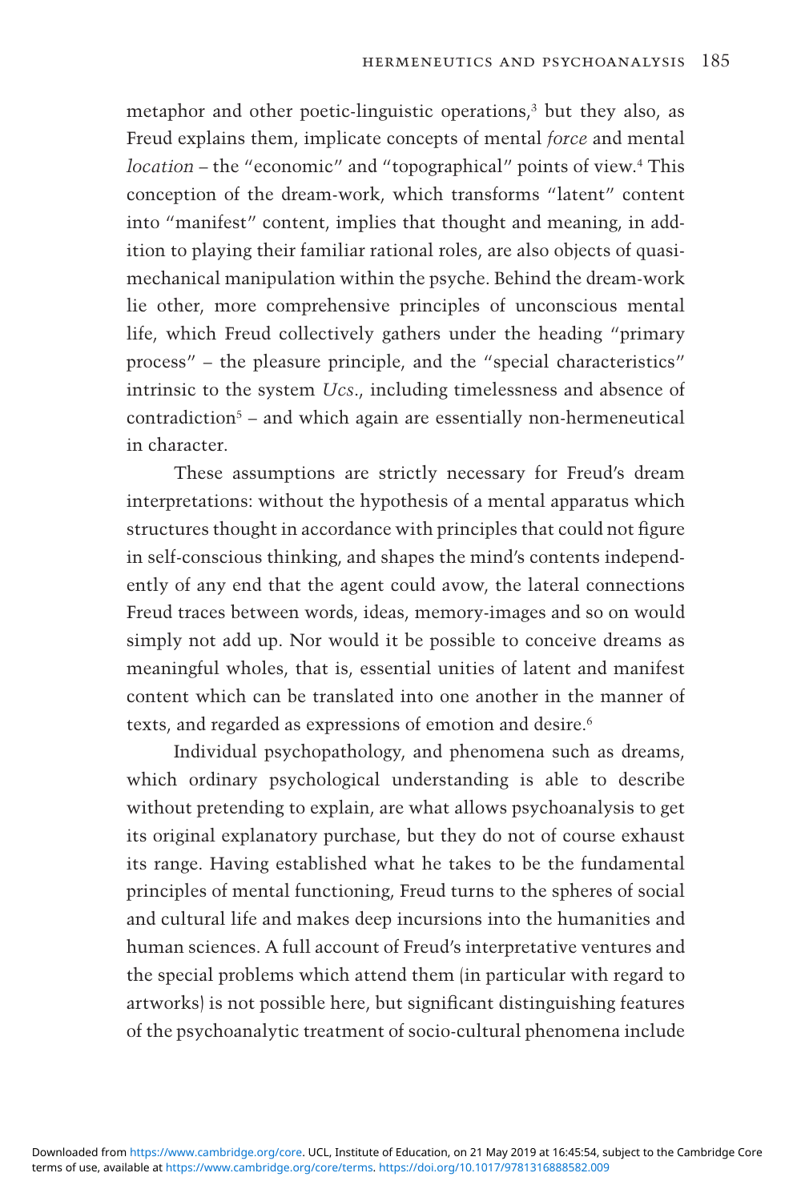metaphor and other poetic-linguistic operations,[3] but they also, as Freud explains them, implicate concepts of mental *force* and mental *location* – the "economic" and "topographical" points of view.[4] This conception of the dream-work, which transforms "latent" content into "manifest" content, implies that thought and meaning, in addition to playing their familiar rational roles, are also objects of quasi-mechanical manipulation within the psyche. Behind the dream-work lie other, more comprehensive principles of unconscious mental life, which Freud collectively gathers under the heading "primary process" – the pleasure principle, and the "special characteristics" intrinsic to the system *Ucs.*, including timelessness and absence of contradiction[5] – and which again are essentially non-hermeneutical in character.

These assumptions are strictly necessary for Freud's dream interpretations: without the hypothesis of a mental apparatus which structures thought in accordance with principles that could not figure in self-conscious thinking, and shapes the mind's contents independently of any end that the agent could avow, the lateral connections Freud traces between words, ideas, memory-images and so on would simply not add up. Nor would it be possible to conceive dreams as meaningful wholes, that is, essential unities of latent and manifest content which can be translated into one another in the manner of texts, and regarded as expressions of emotion and desire.[6]

Individual psychopathology, and phenomena such as dreams, which ordinary psychological understanding is able to describe without pretending to explain, are what allows psychoanalysis to get its original explanatory purchase, but they do not of course exhaust its range. Having established what he takes to be the fundamental principles of mental functioning, Freud turns to the spheres of social and cultural life and makes deep incursions into the humanities and human sciences. A full account of Freud's interpretative ventures and the special problems which attend them (in particular with regard to artworks) is not possible here, but significant distinguishing features of the psychoanalytic treatment of socio-cultural phenomena include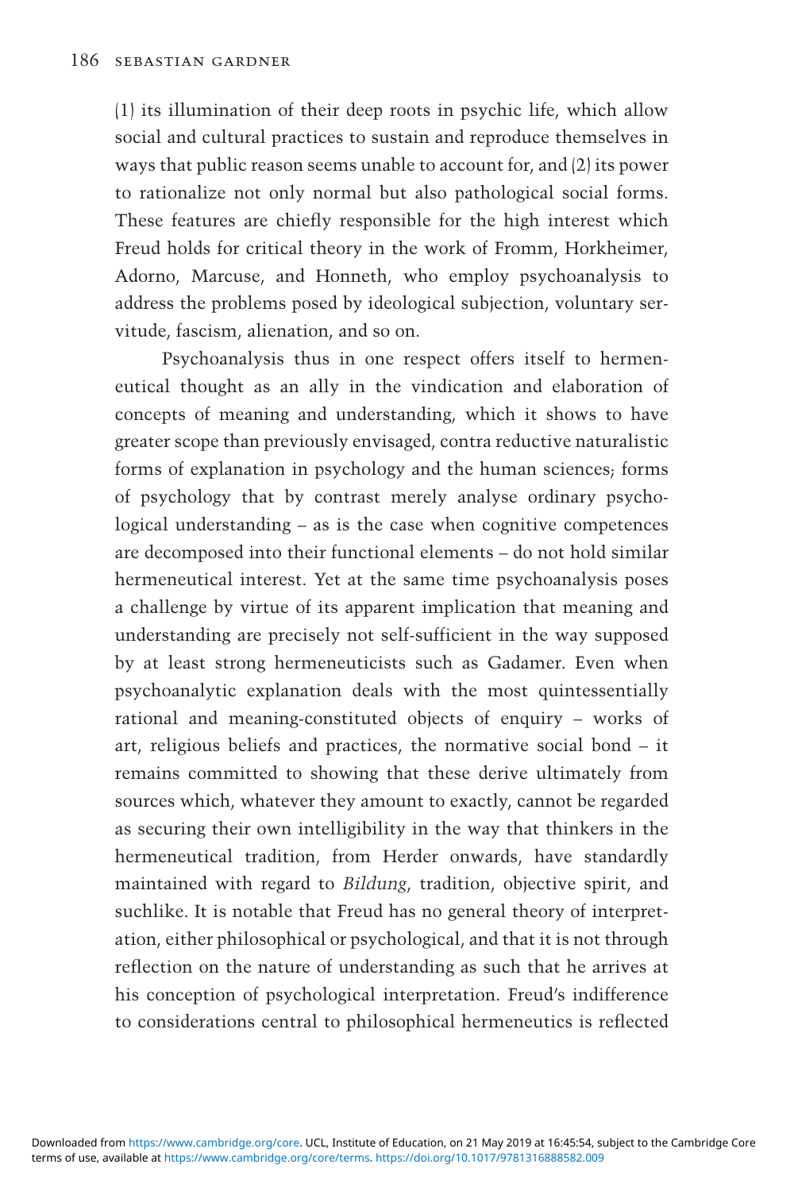(1) its illumination of their deep roots in psychic life, which allow social and cultural practices to sustain and reproduce themselves in ways that public reason seems unable to account for, and (2) its power to rationalize not only normal but also pathological social forms. These features are chiefly responsible for the high interest which Freud holds for critical theory in the work of Fromm, Horkheimer, Adorno, Marcuse, and Honneth, who employ psychoanalysis to address the problems posed by ideological subjection, voluntary servitude, fascism, alienation, and so on.

Psychoanalysis thus in one respect offers itself to hermeneutical thought as an ally in the vindication and elaboration of concepts of meaning and understanding, which it shows to have greater scope than previously envisaged, contra reductive naturalistic forms of explanation in psychology and the human sciences; forms of psychology that by contrast merely analyse ordinary psychological understanding – as is the case when cognitive competences are decomposed into their functional elements – do not hold similar hermeneutical interest. Yet at the same time psychoanalysis poses a challenge by virtue of its apparent implication that meaning and understanding are precisely not self-sufficient in the way supposed by at least strong hermeneuticists such as Gadamer. Even when psychoanalytic explanation deals with the most quintessentially rational and meaning-constituted objects of enquiry – works of art, religious beliefs and practices, the normative social bond – it remains committed to showing that these derive ultimately from sources which, whatever they amount to exactly, cannot be regarded as securing their own intelligibility in the way that thinkers in the hermeneutical tradition, from Herder onwards, have standardly maintained with regard to *Bildung*, tradition, objective spirit, and suchlike. It is notable that Freud has no general theory of interpretation, either philosophical or psychological, and that it is not through reflection on the nature of understanding as such that he arrives at his conception of psychological interpretation. Freud's indifference to considerations central to philosophical hermeneutics is reflected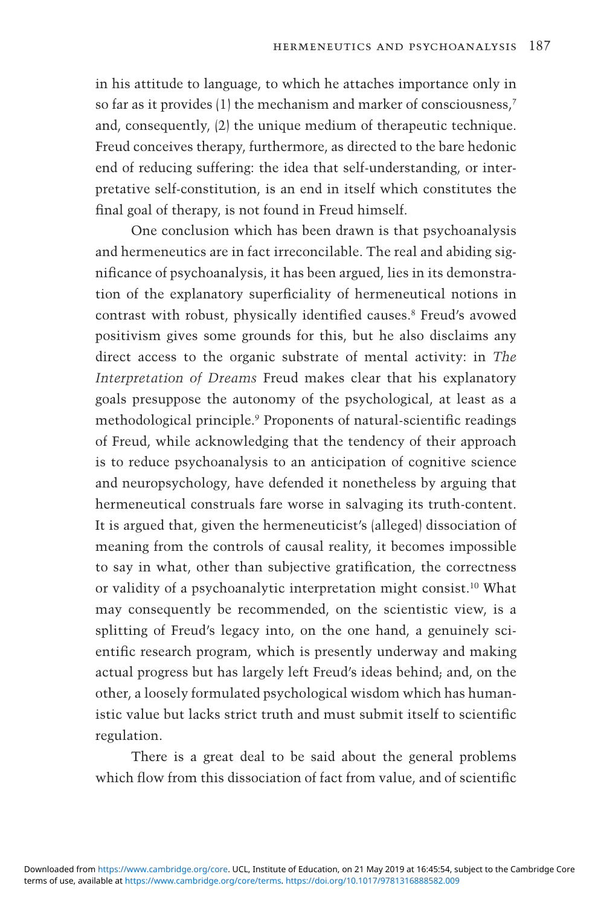in his attitude to language, to which he attaches importance only in so far as it provides (1) the mechanism and marker of consciousness,[7] and, consequently, (2) the unique medium of therapeutic technique. Freud conceives therapy, furthermore, as directed to the bare hedonic end of reducing suffering: the idea that self-understanding, or interpretative self-constitution, is an end in itself which constitutes the final goal of therapy, is not found in Freud himself.

One conclusion which has been drawn is that psychoanalysis and hermeneutics are in fact irreconcilable. The real and abiding significance of psychoanalysis, it has been argued, lies in its demonstration of the explanatory superficiality of hermeneutical notions in contrast with robust, physically identified causes.[8] Freud's avowed positivism gives some grounds for this, but he also disclaims any direct access to the organic substrate of mental activity: in *The Interpretation of Dreams* Freud makes clear that his explanatory goals presuppose the autonomy of the psychological, at least as a methodological principle.[9] Proponents of natural-scientific readings of Freud, while acknowledging that the tendency of their approach is to reduce psychoanalysis to an anticipation of cognitive science and neuropsychology, have defended it nonetheless by arguing that hermeneutical construals fare worse in salvaging its truth-content. It is argued that, given the hermeneuticist's (alleged) dissociation of meaning from the controls of causal reality, it becomes impossible to say in what, other than subjective gratification, the correctness or validity of a psychoanalytic interpretation might consist.[10] What may consequently be recommended, on the scientistic view, is a splitting of Freud's legacy into, on the one hand, a genuinely scientific research program, which is presently underway and making actual progress but has largely left Freud's ideas behind; and, on the other, a loosely formulated psychological wisdom which has humanistic value but lacks strict truth and must submit itself to scientific regulation.

There is a great deal to be said about the general problems which flow from this dissociation of fact from value, and of scientific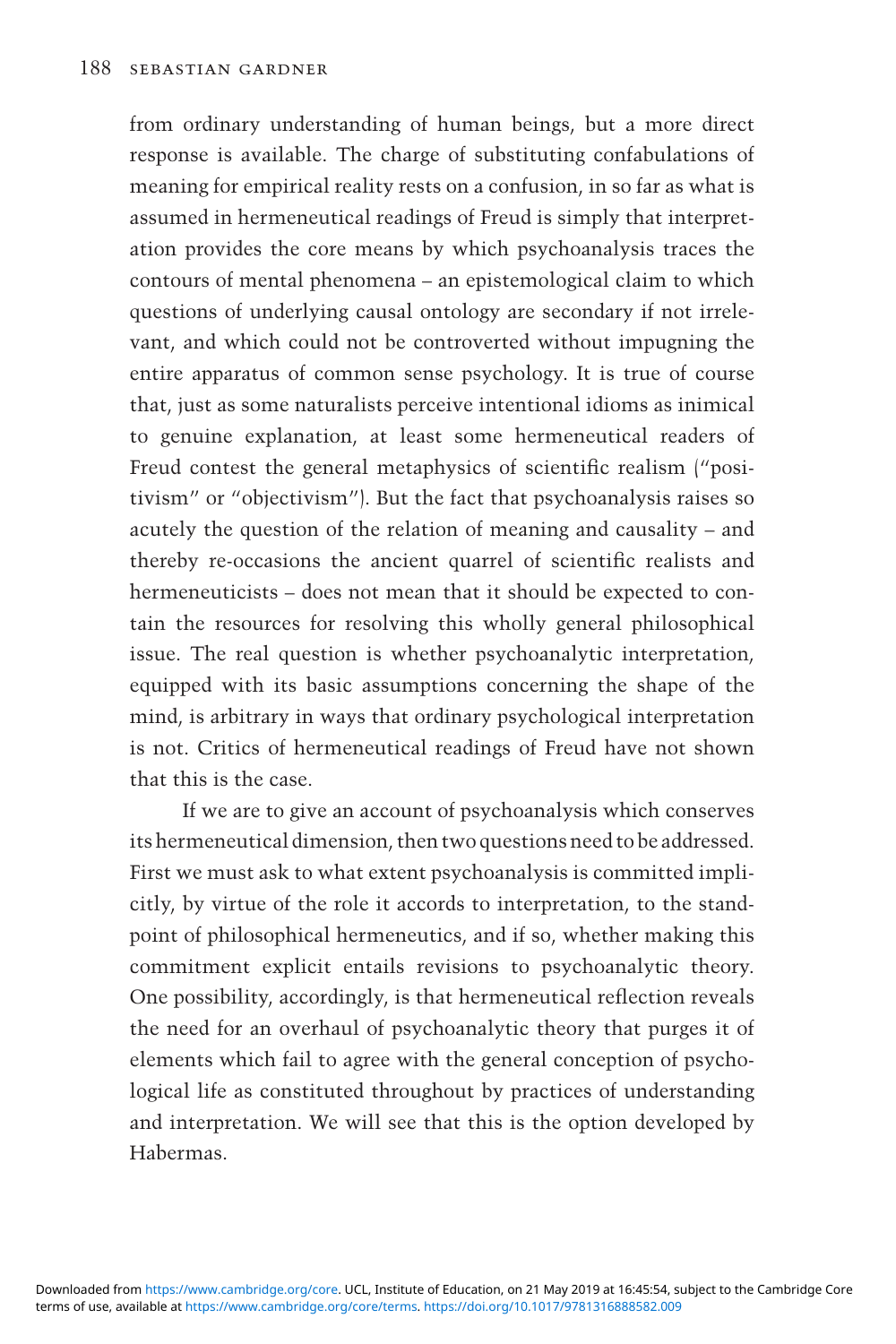from ordinary understanding of human beings, but a more direct response is available. The charge of substituting confabulations of meaning for empirical reality rests on a confusion, in so far as what is assumed in hermeneutical readings of Freud is simply that interpretation provides the core means by which psychoanalysis traces the contours of mental phenomena – an epistemological claim to which questions of underlying causal ontology are secondary if not irrelevant, and which could not be controverted without impugning the entire apparatus of common sense psychology. It is true of course that, just as some naturalists perceive intentional idioms as inimical to genuine explanation, at least some hermeneutical readers of Freud contest the general metaphysics of scientific realism ("positivism" or "objectivism"). But the fact that psychoanalysis raises so acutely the question of the relation of meaning and causality – and thereby re-occasions the ancient quarrel of scientific realists and hermeneuticists – does not mean that it should be expected to contain the resources for resolving this wholly general philosophical issue. The real question is whether psychoanalytic interpretation, equipped with its basic assumptions concerning the shape of the mind, is arbitrary in ways that ordinary psychological interpretation is not. Critics of hermeneutical readings of Freud have not shown that this is the case.

If we are to give an account of psychoanalysis which conserves its hermeneutical dimension, then two questions need to be addressed. First we must ask to what extent psychoanalysis is committed implicitly, by virtue of the role it accords to interpretation, to the standpoint of philosophical hermeneutics, and if so, whether making this commitment explicit entails revisions to psychoanalytic theory. One possibility, accordingly, is that hermeneutical reflection reveals the need for an overhaul of psychoanalytic theory that purges it of elements which fail to agree with the general conception of psychological life as constituted throughout by practices of understanding and interpretation. We will see that this is the option developed by Habermas.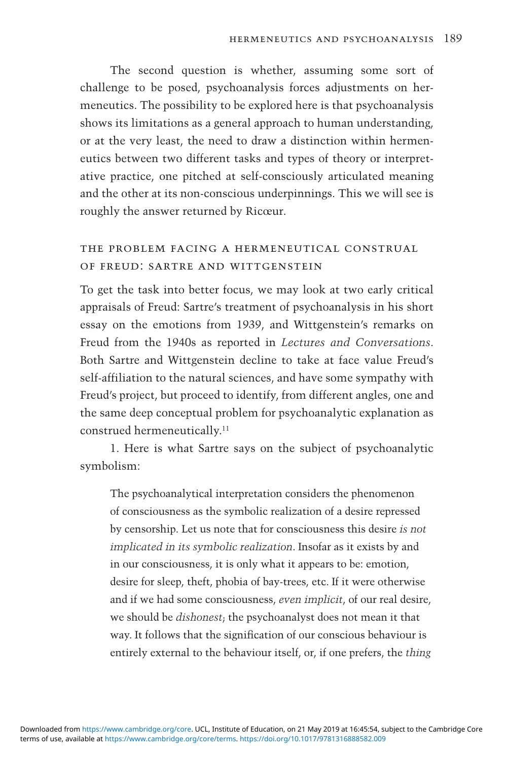The second question is whether, assuming some sort of challenge to be posed, psychoanalysis forces adjustments on hermeneutics. The possibility to be explored here is that psychoanalysis shows its limitations as a general approach to human understanding, or at the very least, the need to draw a distinction within hermeneutics between two different tasks and types of theory or interpretative practice, one pitched at self-consciously articulated meaning and the other at its non-conscious underpinnings. This we will see is roughly the answer returned by Ricœur.

## THE PROBLEM FACING A HERMENEUTICAL CONSTRUAL OF FREUD: SARTRE AND WITTGENSTEIN

To get the task into better focus, we may look at two early critical appraisals of Freud: Sartre's treatment of psychoanalysis in his short essay on the emotions from 1939, and Wittgenstein's remarks on Freud from the 1940s as reported in *Lectures and Conversations*. Both Sartre and Wittgenstein decline to take at face value Freud's self-affiliation to the natural sciences, and have some sympathy with Freud's project, but proceed to identify, from different angles, one and the same deep conceptual problem for psychoanalytic explanation as construed hermeneutically.[11]

1. Here is what Sartre says on the subject of psychoanalytic symbolism:

> The psychoanalytical interpretation considers the phenomenon of consciousness as the symbolic realization of a desire repressed by censorship. Let us note that for consciousness this desire *is not implicated in its symbolic realization*. Insofar as it exists by and in our consciousness, it is only what it appears to be: emotion, desire for sleep, theft, phobia of bay-trees, etc. If it were otherwise and if we had some consciousness, *even implicit*, of our real desire, we should be *dishonest*; the psychoanalyst does not mean it that way. It follows that the signification of our conscious behaviour is entirely external to the behaviour itself, or, if one prefers, the *thing*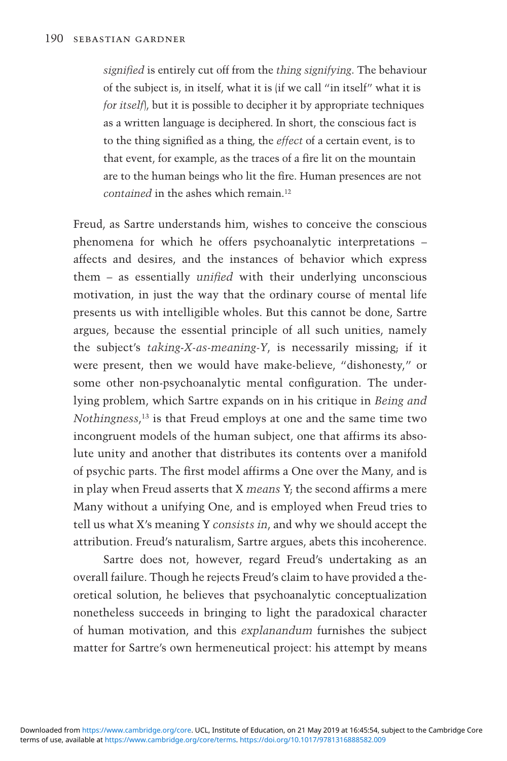> *signified* is entirely cut off from the *thing signifying*. The behaviour of the subject is, in itself, what it is (if we call "in itself" what it is *for itself*), but it is possible to decipher it by appropriate techniques as a written language is deciphered. In short, the conscious fact is to the thing signified as a thing, the *effect* of a certain event, is to that event, for example, as the traces of a fire lit on the mountain are to the human beings who lit the fire. Human presences are not *contained* in the ashes which remain.[12]

Freud, as Sartre understands him, wishes to conceive the conscious phenomena for which he offers psychoanalytic interpretations – affects and desires, and the instances of behavior which express them – as essentially *unified* with their underlying unconscious motivation, in just the way that the ordinary course of mental life presents us with intelligible wholes. But this cannot be done, Sartre argues, because the essential principle of all such unities, namely the subject's *taking-X-as-meaning-Y*, is necessarily missing; if it were present, then we would have make-believe, "dishonesty," or some other non-psychoanalytic mental configuration. The underlying problem, which Sartre expands on in his critique in *Being and Nothingness*,[13] is that Freud employs at one and the same time two incongruent models of the human subject, one that affirms its absolute unity and another that distributes its contents over a manifold of psychic parts. The first model affirms a One over the Many, and is in play when Freud asserts that X *means* Y; the second affirms a mere Many without a unifying One, and is employed when Freud tries to tell us what X's meaning Y *consists in*, and why we should accept the attribution. Freud's naturalism, Sartre argues, abets this incoherence.

Sartre does not, however, regard Freud's undertaking as an overall failure. Though he rejects Freud's claim to have provided a theoretical solution, he believes that psychoanalytic conceptualization nonetheless succeeds in bringing to light the paradoxical character of human motivation, and this *explanandum* furnishes the subject matter for Sartre's own hermeneutical project: his attempt by means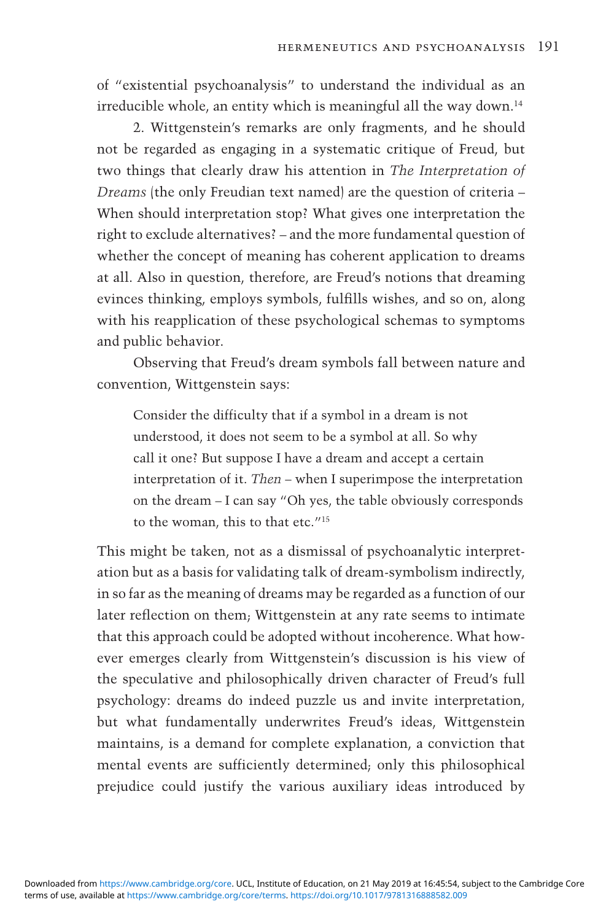of "existential psychoanalysis" to understand the individual as an irreducible whole, an entity which is meaningful all the way down.[14]

2. Wittgenstein's remarks are only fragments, and he should not be regarded as engaging in a systematic critique of Freud, but two things that clearly draw his attention in *The Interpretation of Dreams* (the only Freudian text named) are the question of criteria – When should interpretation stop? What gives one interpretation the right to exclude alternatives? – and the more fundamental question of whether the concept of meaning has coherent application to dreams at all. Also in question, therefore, are Freud's notions that dreaming evinces thinking, employs symbols, fulfills wishes, and so on, along with his reapplication of these psychological schemas to symptoms and public behavior.

Observing that Freud's dream symbols fall between nature and convention, Wittgenstein says:

> Consider the difficulty that if a symbol in a dream is not understood, it does not seem to be a symbol at all. So why call it one? But suppose I have a dream and accept a certain interpretation of it. *Then* – when I superimpose the interpretation on the dream – I can say "Oh yes, the table obviously corresponds to the woman, this to that etc."[15]

This might be taken, not as a dismissal of psychoanalytic interpretation but as a basis for validating talk of dream-symbolism indirectly, in so far as the meaning of dreams may be regarded as a function of our later reflection on them; Wittgenstein at any rate seems to intimate that this approach could be adopted without incoherence. What however emerges clearly from Wittgenstein's discussion is his view of the speculative and philosophically driven character of Freud's full psychology: dreams do indeed puzzle us and invite interpretation, but what fundamentally underwrites Freud's ideas, Wittgenstein maintains, is a demand for complete explanation, a conviction that mental events are sufficiently determined; only this philosophical prejudice could justify the various auxiliary ideas introduced by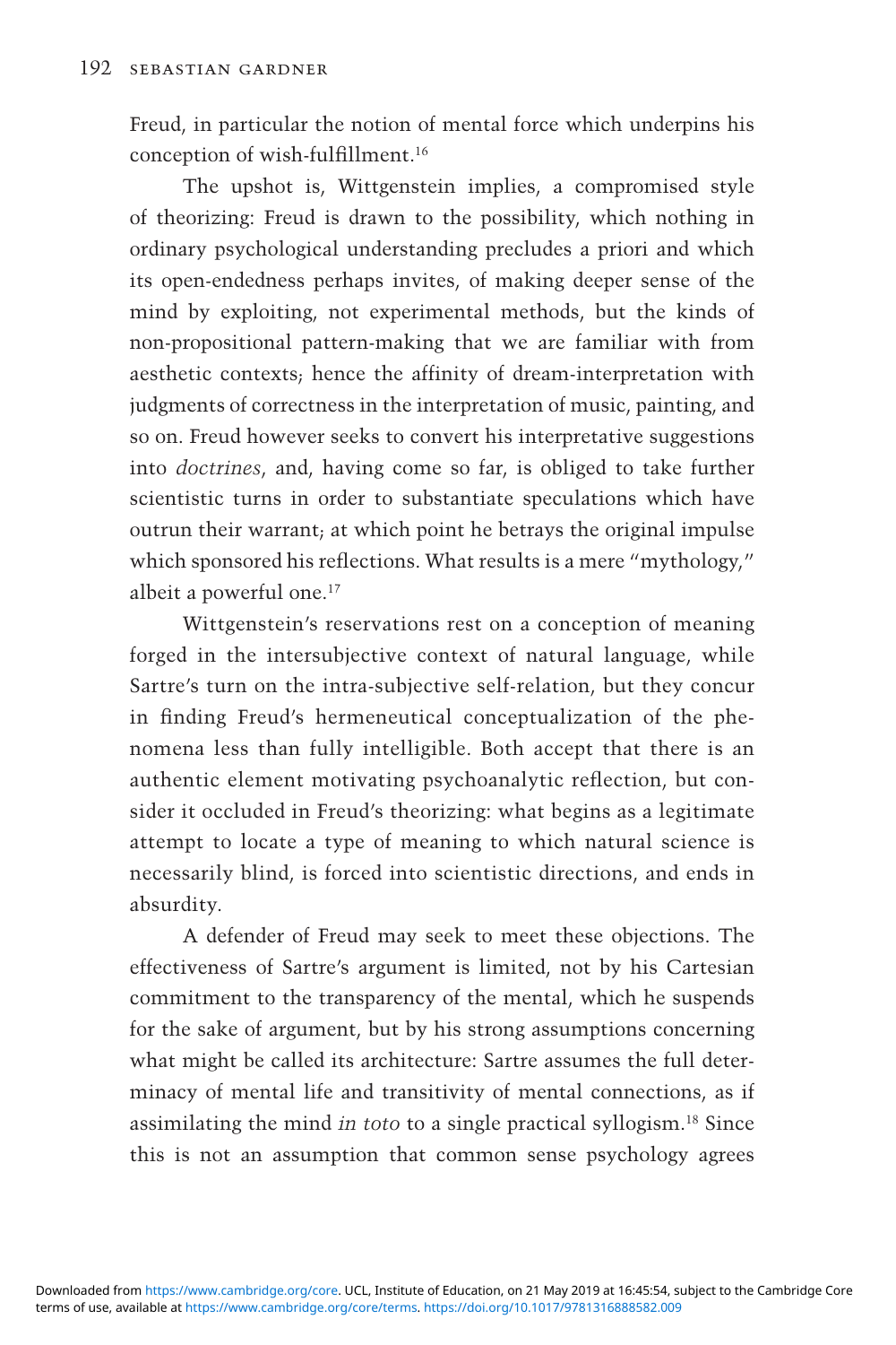Freud, in particular the notion of mental force which underpins his conception of wish-fulfillment.[16]

The upshot is, Wittgenstein implies, a compromised style of theorizing: Freud is drawn to the possibility, which nothing in ordinary psychological understanding precludes a priori and which its open-endedness perhaps invites, of making deeper sense of the mind by exploiting, not experimental methods, but the kinds of non-propositional pattern-making that we are familiar with from aesthetic contexts; hence the affinity of dream-interpretation with judgments of correctness in the interpretation of music, painting, and so on. Freud however seeks to convert his interpretative suggestions into *doctrines*, and, having come so far, is obliged to take further scientistic turns in order to substantiate speculations which have outrun their warrant; at which point he betrays the original impulse which sponsored his reflections. What results is a mere "mythology," albeit a powerful one.[17]

Wittgenstein's reservations rest on a conception of meaning forged in the intersubjective context of natural language, while Sartre's turn on the intra-subjective self-relation, but they concur in finding Freud's hermeneutical conceptualization of the phenomena less than fully intelligible. Both accept that there is an authentic element motivating psychoanalytic reflection, but consider it occluded in Freud's theorizing: what begins as a legitimate attempt to locate a type of meaning to which natural science is necessarily blind, is forced into scientistic directions, and ends in absurdity.

A defender of Freud may seek to meet these objections. The effectiveness of Sartre's argument is limited, not by his Cartesian commitment to the transparency of the mental, which he suspends for the sake of argument, but by his strong assumptions concerning what might be called its architecture: Sartre assumes the full determinacy of mental life and transitivity of mental connections, as if assimilating the mind *in toto* to a single practical syllogism.[18] Since this is not an assumption that common sense psychology agrees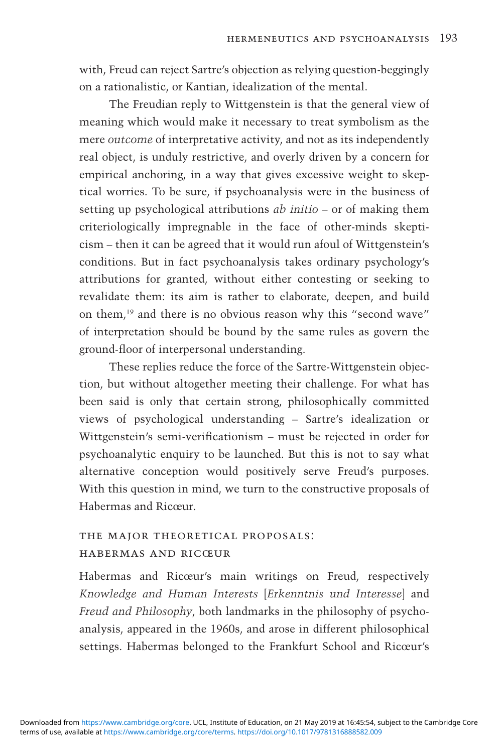with, Freud can reject Sartre's objection as relying question-beggingly on a rationalistic, or Kantian, idealization of the mental.

The Freudian reply to Wittgenstein is that the general view of meaning which would make it necessary to treat symbolism as the mere *outcome* of interpretative activity, and not as its independently real object, is unduly restrictive, and overly driven by a concern for empirical anchoring, in a way that gives excessive weight to skeptical worries. To be sure, if psychoanalysis were in the business of setting up psychological attributions *ab initio* – or of making them criteriologically impregnable in the face of other-minds skepticism – then it can be agreed that it would run afoul of Wittgenstein's conditions. But in fact psychoanalysis takes ordinary psychology's attributions for granted, without either contesting or seeking to revalidate them: its aim is rather to elaborate, deepen, and build on them,[19] and there is no obvious reason why this "second wave" of interpretation should be bound by the same rules as govern the ground-floor of interpersonal understanding.

These replies reduce the force of the Sartre-Wittgenstein objection, but without altogether meeting their challenge. For what has been said is only that certain strong, philosophically committed views of psychological understanding – Sartre's idealization or Wittgenstein's semi-verificationism – must be rejected in order for psychoanalytic enquiry to be launched. But this is not to say what alternative conception would positively serve Freud's purposes. With this question in mind, we turn to the constructive proposals of Habermas and Ricœur.

## The Major Theoretical Proposals: Habermas and Ricœur

Habermas and Ricœur's main writings on Freud, respectively *Knowledge and Human Interests* [*Erkenntnis und Interesse*] and *Freud and Philosophy*, both landmarks in the philosophy of psychoanalysis, appeared in the 1960s, and arose in different philosophical settings. Habermas belonged to the Frankfurt School and Ricœur's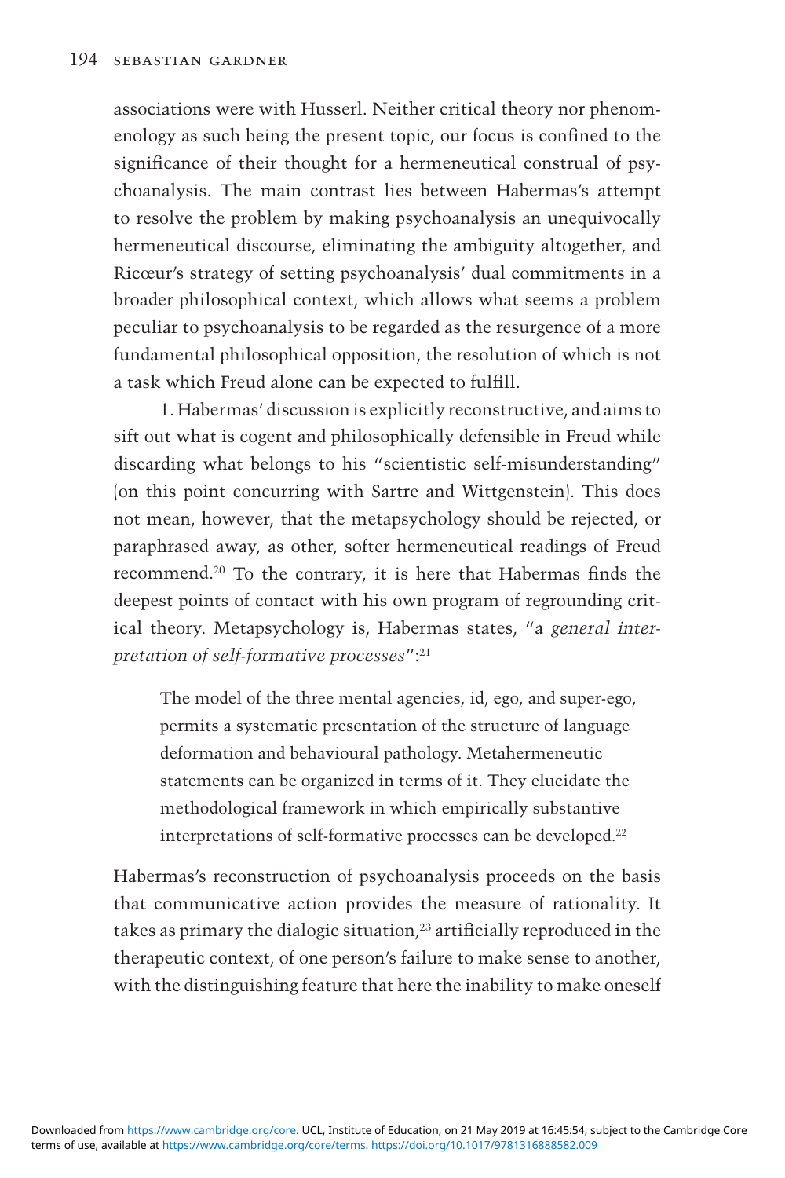associations were with Husserl. Neither critical theory nor phenomenology as such being the present topic, our focus is confined to the significance of their thought for a hermeneutical construal of psychoanalysis. The main contrast lies between Habermas's attempt to resolve the problem by making psychoanalysis an unequivocally hermeneutical discourse, eliminating the ambiguity altogether, and Ricœur's strategy of setting psychoanalysis' dual commitments in a broader philosophical context, which allows what seems a problem peculiar to psychoanalysis to be regarded as the resurgence of a more fundamental philosophical opposition, the resolution of which is not a task which Freud alone can be expected to fulfill.

1. Habermas' discussion is explicitly reconstructive, and aims to sift out what is cogent and philosophically defensible in Freud while discarding what belongs to his "scientistic self-misunderstanding" (on this point concurring with Sartre and Wittgenstein). This does not mean, however, that the metapsychology should be rejected, or paraphrased away, as other, softer hermeneutical readings of Freud recommend.[20] To the contrary, it is here that Habermas finds the deepest points of contact with his own program of regrounding critical theory. Metapsychology is, Habermas states, "a *general interpretation of self-formative processes*":[21]

> The model of the three mental agencies, id, ego, and super-ego, permits a systematic presentation of the structure of language deformation and behavioural pathology. Metahermeneutic statements can be organized in terms of it. They elucidate the methodological framework in which empirically substantive interpretations of self-formative processes can be developed.[22]

Habermas's reconstruction of psychoanalysis proceeds on the basis that communicative action provides the measure of rationality. It takes as primary the dialogic situation,[23] artificially reproduced in the therapeutic context, of one person's failure to make sense to another, with the distinguishing feature that here the inability to make oneself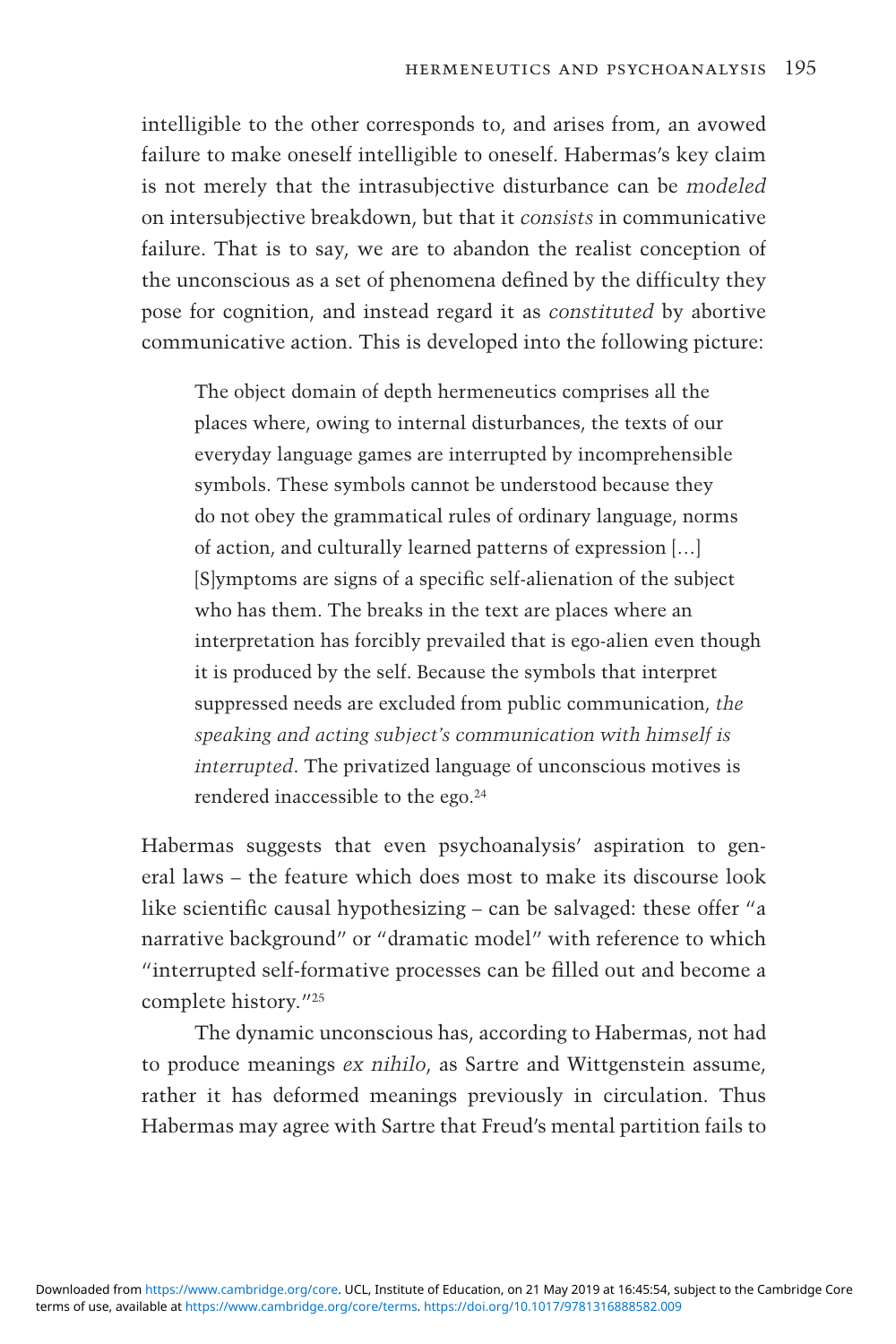intelligible to the other corresponds to, and arises from, an avowed failure to make oneself intelligible to oneself. Habermas's key claim is not merely that the intrasubjective disturbance can be *modeled* on intersubjective breakdown, but that it *consists* in communicative failure. That is to say, we are to abandon the realist conception of the unconscious as a set of phenomena defined by the difficulty they pose for cognition, and instead regard it as *constituted* by abortive communicative action. This is developed into the following picture:

> The object domain of depth hermeneutics comprises all the places where, owing to internal disturbances, the texts of our everyday language games are interrupted by incomprehensible symbols. These symbols cannot be understood because they do not obey the grammatical rules of ordinary language, norms of action, and culturally learned patterns of expression [...] [S]ymptoms are signs of a specific self-alienation of the subject who has them. The breaks in the text are places where an interpretation has forcibly prevailed that is ego-alien even though it is produced by the self. Because the symbols that interpret suppressed needs are excluded from public communication, *the speaking and acting subject's communication with himself is interrupted*. The privatized language of unconscious motives is rendered inaccessible to the ego.[24]

Habermas suggests that even psychoanalysis' aspiration to general laws – the feature which does most to make its discourse look like scientific causal hypothesizing – can be salvaged: these offer "a narrative background" or "dramatic model" with reference to which "interrupted self-formative processes can be filled out and become a complete history."[25]

The dynamic unconscious has, according to Habermas, not had to produce meanings *ex nihilo*, as Sartre and Wittgenstein assume, rather it has deformed meanings previously in circulation. Thus Habermas may agree with Sartre that Freud's mental partition fails to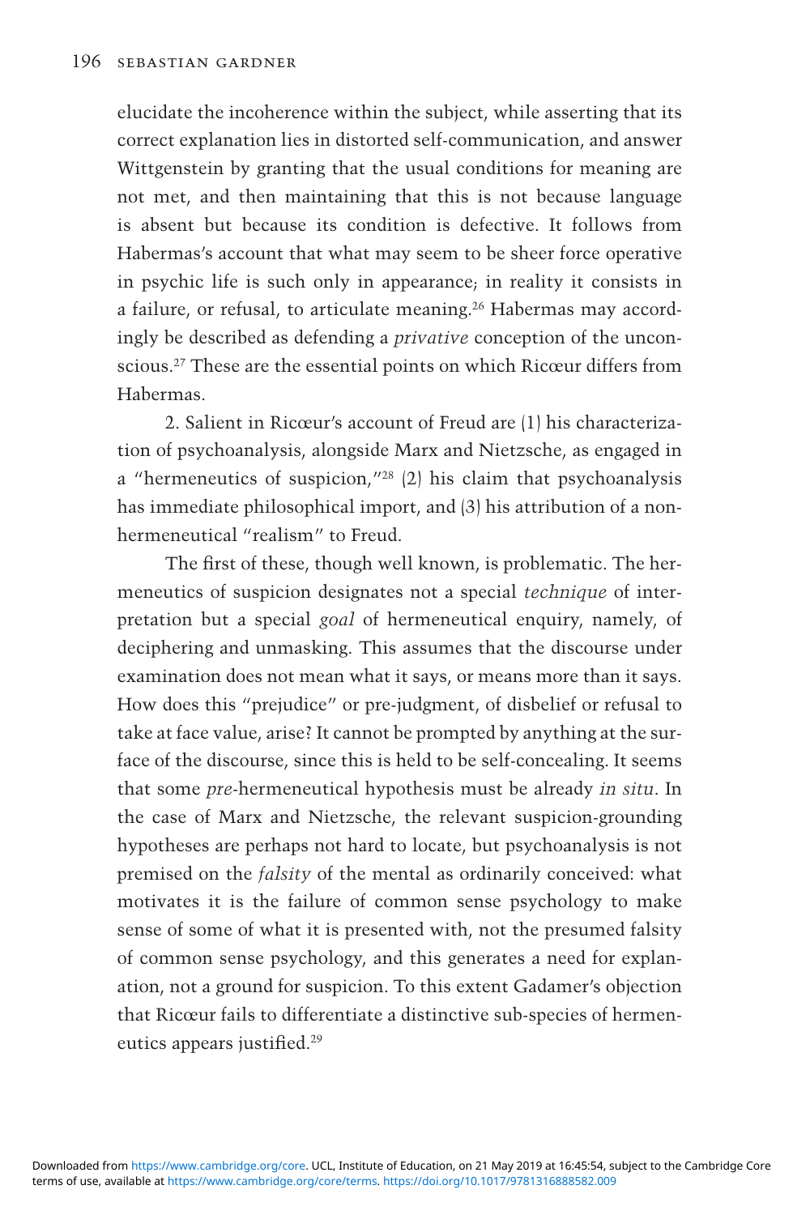elucidate the incoherence within the subject, while asserting that its correct explanation lies in distorted self-communication, and answer Wittgenstein by granting that the usual conditions for meaning are not met, and then maintaining that this is not because language is absent but because its condition is defective. It follows from Habermas's account that what may seem to be sheer force operative in psychic life is such only in appearance; in reality it consists in a failure, or refusal, to articulate meaning.[26] Habermas may accordingly be described as defending a *privative* conception of the unconscious.[27] These are the essential points on which Ricœur differs from Habermas.

2. Salient in Ricœur's account of Freud are (1) his characterization of psychoanalysis, alongside Marx and Nietzsche, as engaged in a "hermeneutics of suspicion,"[28] (2) his claim that psychoanalysis has immediate philosophical import, and (3) his attribution of a non-hermeneutical "realism" to Freud.

The first of these, though well known, is problematic. The hermeneutics of suspicion designates not a special *technique* of interpretation but a special *goal* of hermeneutical enquiry, namely, of deciphering and unmasking. This assumes that the discourse under examination does not mean what it says, or means more than it says. How does this "prejudice" or pre-judgment, of disbelief or refusal to take at face value, arise? It cannot be prompted by anything at the surface of the discourse, since this is held to be self-concealing. It seems that some *pre*-hermeneutical hypothesis must be already *in situ*. In the case of Marx and Nietzsche, the relevant suspicion-grounding hypotheses are perhaps not hard to locate, but psychoanalysis is not premised on the *falsity* of the mental as ordinarily conceived: what motivates it is the failure of common sense psychology to make sense of some of what it is presented with, not the presumed falsity of common sense psychology, and this generates a need for explanation, not a ground for suspicion. To this extent Gadamer's objection that Ricœur fails to differentiate a distinctive sub-species of hermeneutics appears justified.[29]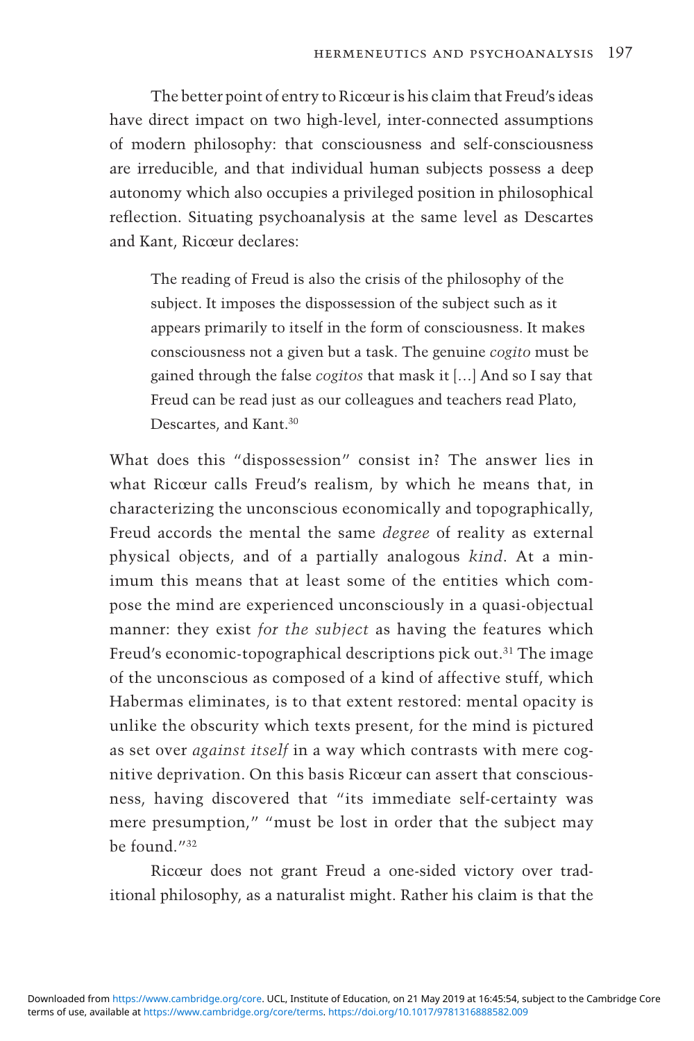The better point of entry to Ricœur is his claim that Freud's ideas have direct impact on two high-level, inter-connected assumptions of modern philosophy: that consciousness and self-consciousness are irreducible, and that individual human subjects possess a deep autonomy which also occupies a privileged position in philosophical reflection. Situating psychoanalysis at the same level as Descartes and Kant, Ricœur declares:

> The reading of Freud is also the crisis of the philosophy of the subject. It imposes the dispossession of the subject such as it appears primarily to itself in the form of consciousness. It makes consciousness not a given but a task. The genuine *cogito* must be gained through the false *cogitos* that mask it [...] And so I say that Freud can be read just as our colleagues and teachers read Plato, Descartes, and Kant.[30]

What does this "dispossession" consist in? The answer lies in what Ricœur calls Freud's realism, by which he means that, in characterizing the unconscious economically and topographically, Freud accords the mental the same *degree* of reality as external physical objects, and of a partially analogous *kind*. At a minimum this means that at least some of the entities which compose the mind are experienced unconsciously in a quasi-objectual manner: they exist *for the subject* as having the features which Freud's economic-topographical descriptions pick out.[31] The image of the unconscious as composed of a kind of affective stuff, which Habermas eliminates, is to that extent restored: mental opacity is unlike the obscurity which texts present, for the mind is pictured as set over *against itself* in a way which contrasts with mere cognitive deprivation. On this basis Ricœur can assert that consciousness, having discovered that "its immediate self-certainty was mere presumption," "must be lost in order that the subject may be found."[32]

Ricœur does not grant Freud a one-sided victory over traditional philosophy, as a naturalist might. Rather his claim is that the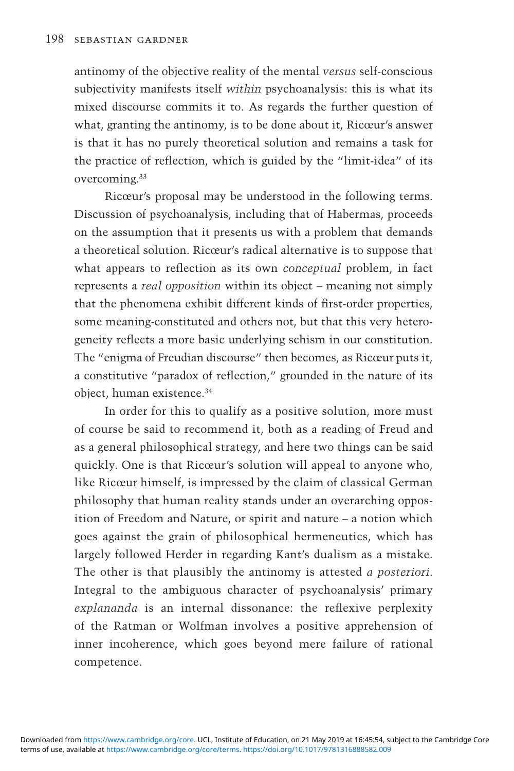antinomy of the objective reality of the mental *versus* self-conscious subjectivity manifests itself *within* psychoanalysis: this is what its mixed discourse commits it to. As regards the further question of what, granting the antinomy, is to be done about it, Ricœur's answer is that it has no purely theoretical solution and remains a task for the practice of reflection, which is guided by the "limit-idea" of its overcoming.[33]

Ricœur's proposal may be understood in the following terms. Discussion of psychoanalysis, including that of Habermas, proceeds on the assumption that it presents us with a problem that demands a theoretical solution. Ricœur's radical alternative is to suppose that what appears to reflection as its own *conceptual* problem, in fact represents a *real opposition* within its object – meaning not simply that the phenomena exhibit different kinds of first-order properties, some meaning-constituted and others not, but that this very heterogeneity reflects a more basic underlying schism in our constitution. The "enigma of Freudian discourse" then becomes, as Ricœur puts it, a constitutive "paradox of reflection," grounded in the nature of its object, human existence.[34]

In order for this to qualify as a positive solution, more must of course be said to recommend it, both as a reading of Freud and as a general philosophical strategy, and here two things can be said quickly. One is that Ricœur's solution will appeal to anyone who, like Ricœur himself, is impressed by the claim of classical German philosophy that human reality stands under an overarching opposition of Freedom and Nature, or spirit and nature – a notion which goes against the grain of philosophical hermeneutics, which has largely followed Herder in regarding Kant's dualism as a mistake. The other is that plausibly the antinomy is attested *a posteriori*. Integral to the ambiguous character of psychoanalysis' primary *explananda* is an internal dissonance: the reflexive perplexity of the Ratman or Wolfman involves a positive apprehension of inner incoherence, which goes beyond mere failure of rational competence.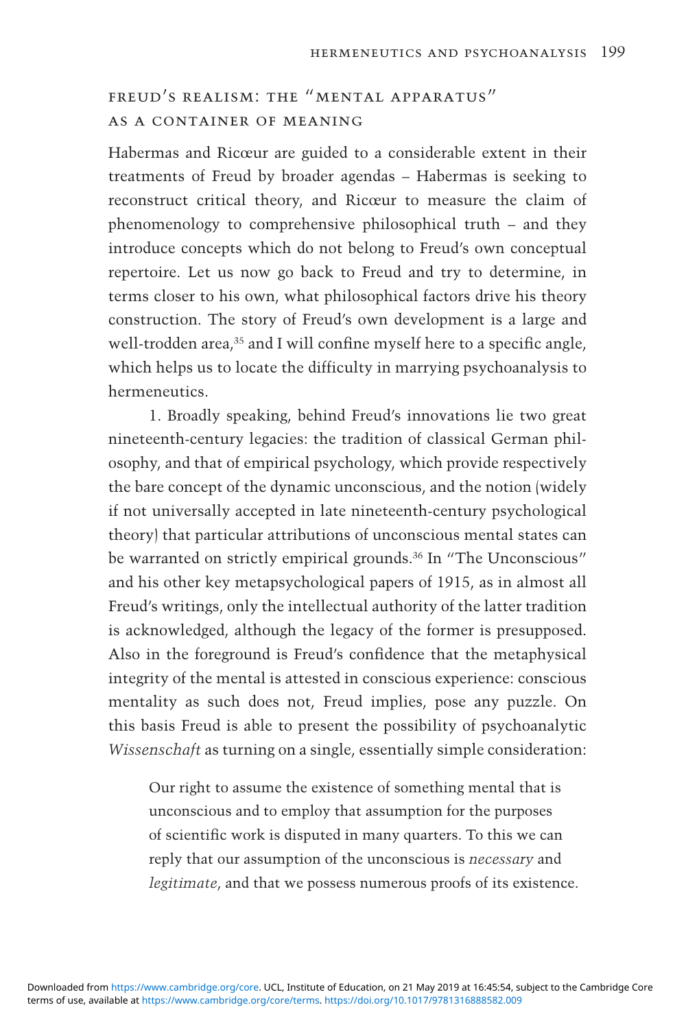## FREUD'S REALISM: THE "MENTAL APPARATUS" AS A CONTAINER OF MEANING

Habermas and Ricœur are guided to a considerable extent in their treatments of Freud by broader agendas – Habermas is seeking to reconstruct critical theory, and Ricœur to measure the claim of phenomenology to comprehensive philosophical truth – and they introduce concepts which do not belong to Freud's own conceptual repertoire. Let us now go back to Freud and try to determine, in terms closer to his own, what philosophical factors drive his theory construction. The story of Freud's own development is a large and well-trodden area,[35] and I will confine myself here to a specific angle, which helps us to locate the difficulty in marrying psychoanalysis to hermeneutics.

1. Broadly speaking, behind Freud's innovations lie two great nineteenth-century legacies: the tradition of classical German philosophy, and that of empirical psychology, which provide respectively the bare concept of the dynamic unconscious, and the notion (widely if not universally accepted in late nineteenth-century psychological theory) that particular attributions of unconscious mental states can be warranted on strictly empirical grounds.[36] In "The Unconscious" and his other key metapsychological papers of 1915, as in almost all Freud's writings, only the intellectual authority of the latter tradition is acknowledged, although the legacy of the former is presupposed. Also in the foreground is Freud's confidence that the metaphysical integrity of the mental is attested in conscious experience: conscious mentality as such does not, Freud implies, pose any puzzle. On this basis Freud is able to present the possibility of psychoanalytic *Wissenschaft* as turning on a single, essentially simple consideration:

> Our right to assume the existence of something mental that is unconscious and to employ that assumption for the purposes of scientific work is disputed in many quarters. To this we can reply that our assumption of the unconscious is *necessary* and *legitimate*, and that we possess numerous proofs of its existence.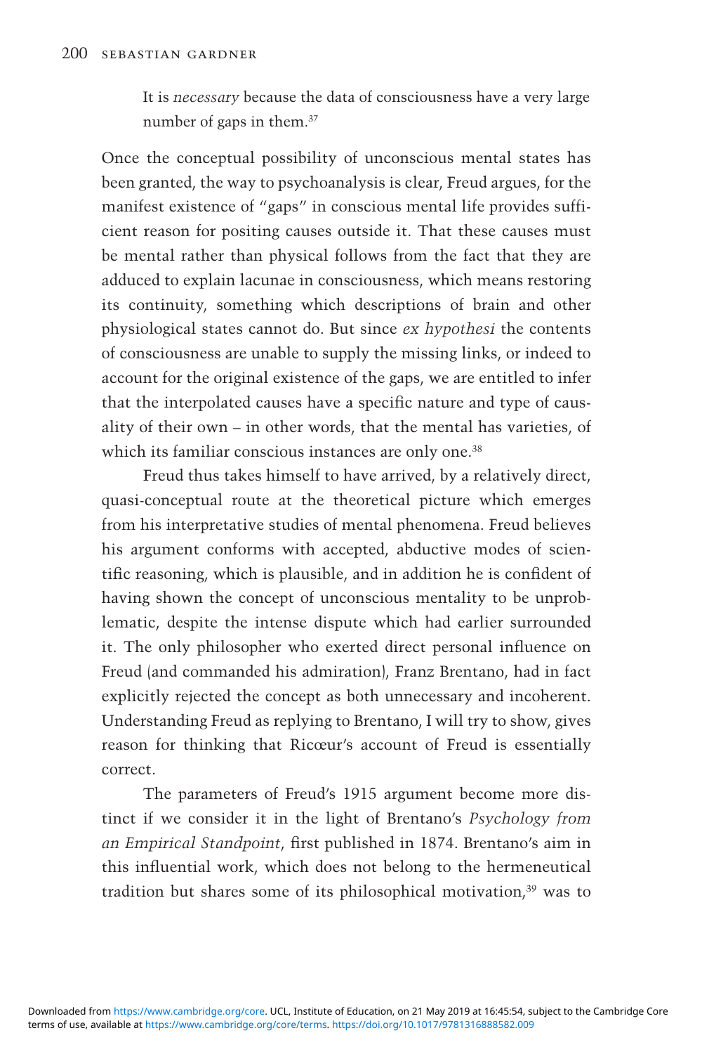It is *necessary* because the data of consciousness have a very large number of gaps in them.[37]

Once the conceptual possibility of unconscious mental states has been granted, the way to psychoanalysis is clear, Freud argues, for the manifest existence of "gaps" in conscious mental life provides sufficient reason for positing causes outside it. That these causes must be mental rather than physical follows from the fact that they are adduced to explain lacunae in consciousness, which means restoring its continuity, something which descriptions of brain and other physiological states cannot do. But since *ex hypothesi* the contents of consciousness are unable to supply the missing links, or indeed to account for the original existence of the gaps, we are entitled to infer that the interpolated causes have a specific nature and type of causality of their own – in other words, that the mental has varieties, of which its familiar conscious instances are only one.[38]

Freud thus takes himself to have arrived, by a relatively direct, quasi-conceptual route at the theoretical picture which emerges from his interpretative studies of mental phenomena. Freud believes his argument conforms with accepted, abductive modes of scientific reasoning, which is plausible, and in addition he is confident of having shown the concept of unconscious mentality to be unproblematic, despite the intense dispute which had earlier surrounded it. The only philosopher who exerted direct personal influence on Freud (and commanded his admiration), Franz Brentano, had in fact explicitly rejected the concept as both unnecessary and incoherent. Understanding Freud as replying to Brentano, I will try to show, gives reason for thinking that Ricœur's account of Freud is essentially correct.

The parameters of Freud's 1915 argument become more distinct if we consider it in the light of Brentano's *Psychology from an Empirical Standpoint*, first published in 1874. Brentano's aim in this influential work, which does not belong to the hermeneutical tradition but shares some of its philosophical motivation,[39] was to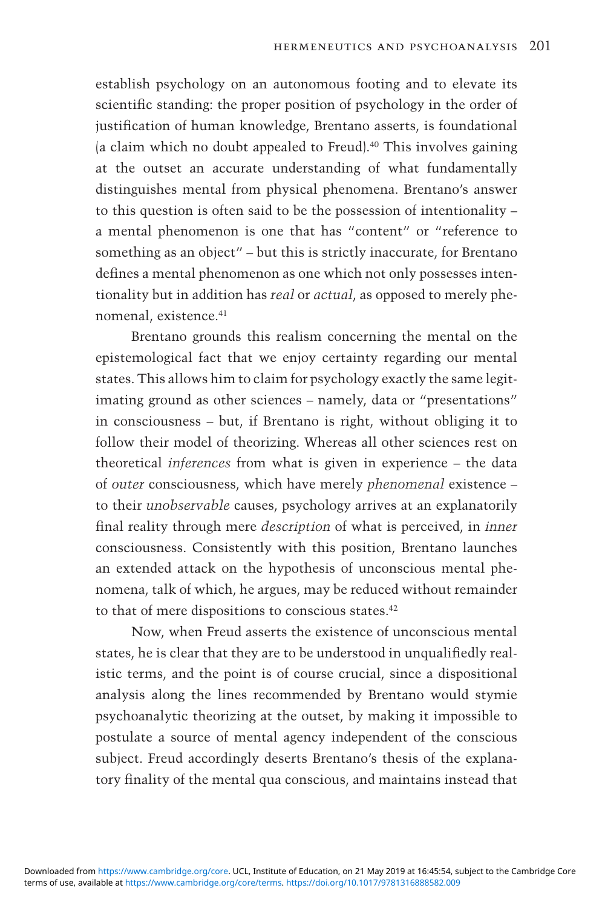establish psychology on an autonomous footing and to elevate its scientific standing: the proper position of psychology in the order of justification of human knowledge, Brentano asserts, is foundational (a claim which no doubt appealed to Freud).[40] This involves gaining at the outset an accurate understanding of what fundamentally distinguishes mental from physical phenomena. Brentano's answer to this question is often said to be the possession of intentionality – a mental phenomenon is one that has "content" or "reference to something as an object" – but this is strictly inaccurate, for Brentano defines a mental phenomenon as one which not only possesses intentionality but in addition has *real* or *actual*, as opposed to merely phenomenal, existence.[41]

Brentano grounds this realism concerning the mental on the epistemological fact that we enjoy certainty regarding our mental states. This allows him to claim for psychology exactly the same legitimating ground as other sciences – namely, data or "presentations" in consciousness – but, if Brentano is right, without obliging it to follow their model of theorizing. Whereas all other sciences rest on theoretical *inferences* from what is given in experience – the data of *outer* consciousness, which have merely *phenomenal* existence – to their *unobservable* causes, psychology arrives at an explanatorily final reality through mere *description* of what is perceived, in *inner* consciousness. Consistently with this position, Brentano launches an extended attack on the hypothesis of unconscious mental phenomena, talk of which, he argues, may be reduced without remainder to that of mere dispositions to conscious states.[42]

Now, when Freud asserts the existence of unconscious mental states, he is clear that they are to be understood in unqualifiedly realistic terms, and the point is of course crucial, since a dispositional analysis along the lines recommended by Brentano would stymie psychoanalytic theorizing at the outset, by making it impossible to postulate a source of mental agency independent of the conscious subject. Freud accordingly deserts Brentano's thesis of the explanatory finality of the mental qua conscious, and maintains instead that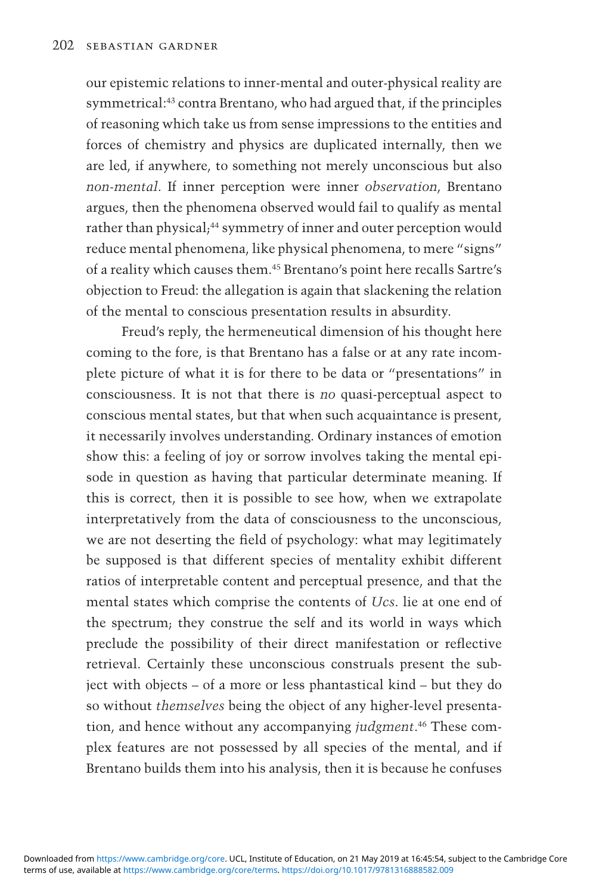our epistemic relations to inner-mental and outer-physical reality are symmetrical:[43] contra Brentano, who had argued that, if the principles of reasoning which take us from sense impressions to the entities and forces of chemistry and physics are duplicated internally, then we are led, if anywhere, to something not merely unconscious but also *non-mental*. If inner perception were inner *observation*, Brentano argues, then the phenomena observed would fail to qualify as mental rather than physical;[44] symmetry of inner and outer perception would reduce mental phenomena, like physical phenomena, to mere "signs" of a reality which causes them.[45] Brentano's point here recalls Sartre's objection to Freud: the allegation is again that slackening the relation of the mental to conscious presentation results in absurdity.

Freud's reply, the hermeneutical dimension of his thought here coming to the fore, is that Brentano has a false or at any rate incomplete picture of what it is for there to be data or "presentations" in consciousness. It is not that there is *no* quasi-perceptual aspect to conscious mental states, but that when such acquaintance is present, it necessarily involves understanding. Ordinary instances of emotion show this: a feeling of joy or sorrow involves taking the mental episode in question as having that particular determinate meaning. If this is correct, then it is possible to see how, when we extrapolate interpretatively from the data of consciousness to the unconscious, we are not deserting the field of psychology: what may legitimately be supposed is that different species of mentality exhibit different ratios of interpretable content and perceptual presence, and that the mental states which comprise the contents of *Ucs*. lie at one end of the spectrum; they construe the self and its world in ways which preclude the possibility of their direct manifestation or reflective retrieval. Certainly these unconscious construals present the subject with objects – of a more or less phantastical kind – but they do so without *themselves* being the object of any higher-level presentation, and hence without any accompanying *judgment*.[46] These complex features are not possessed by all species of the mental, and if Brentano builds them into his analysis, then it is because he confuses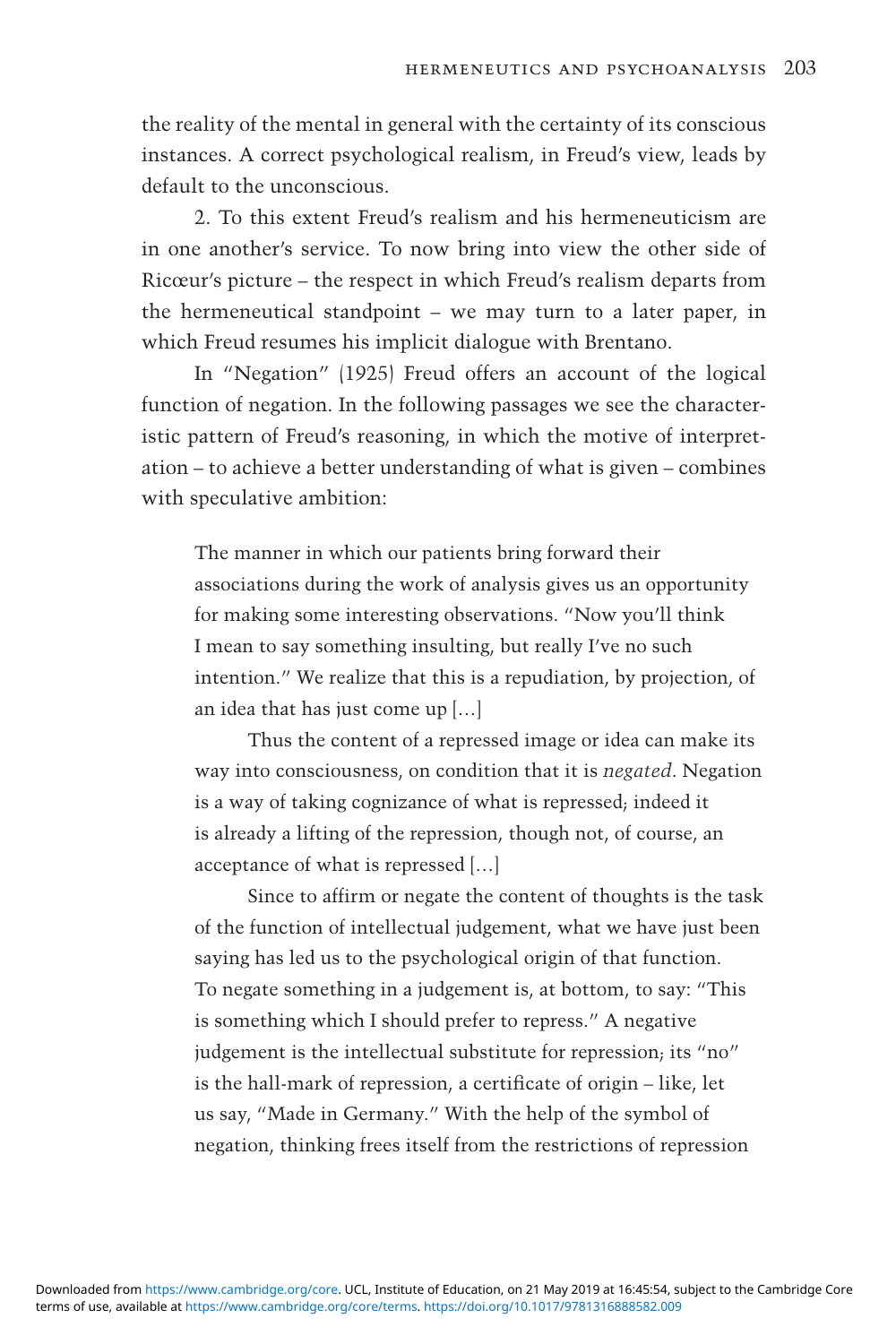the reality of the mental in general with the certainty of its conscious instances. A correct psychological realism, in Freud's view, leads by default to the unconscious.

2. To this extent Freud's realism and his hermeneuticism are in one another's service. To now bring into view the other side of Ricœur's picture – the respect in which Freud's realism departs from the hermeneutical standpoint – we may turn to a later paper, in which Freud resumes his implicit dialogue with Brentano.

In "Negation" (1925) Freud offers an account of the logical function of negation. In the following passages we see the characteristic pattern of Freud's reasoning, in which the motive of interpretation – to achieve a better understanding of what is given – combines with speculative ambition:

> The manner in which our patients bring forward their associations during the work of analysis gives us an opportunity for making some interesting observations. "Now you'll think I mean to say something insulting, but really I've no such intention." We realize that this is a repudiation, by projection, of an idea that has just come up […]
>
> Thus the content of a repressed image or idea can make its way into consciousness, on condition that it is *negated*. Negation is a way of taking cognizance of what is repressed; indeed it is already a lifting of the repression, though not, of course, an acceptance of what is repressed […]
>
> Since to affirm or negate the content of thoughts is the task of the function of intellectual judgement, what we have just been saying has led us to the psychological origin of that function. To negate something in a judgement is, at bottom, to say: "This is something which I should prefer to repress." A negative judgement is the intellectual substitute for repression; its "no" is the hall-mark of repression, a certificate of origin – like, let us say, "Made in Germany." With the help of the symbol of negation, thinking frees itself from the restrictions of repression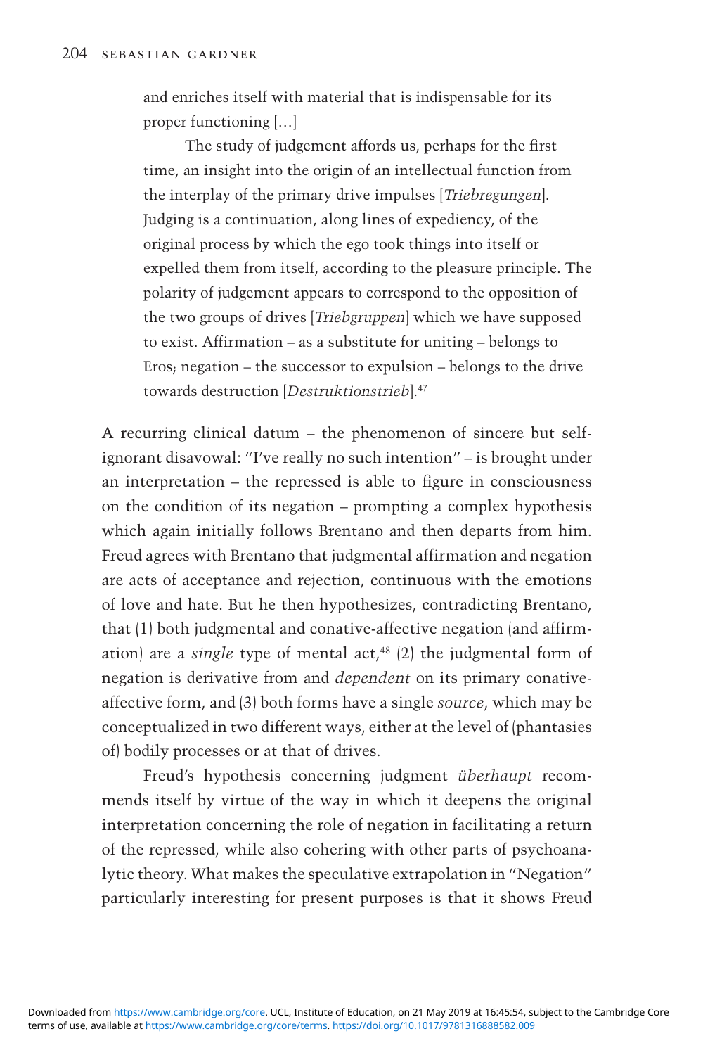> and enriches itself with material that is indispensable for its proper functioning […]
>
> The study of judgement affords us, perhaps for the first time, an insight into the origin of an intellectual function from the interplay of the primary drive impulses [*Triebregungen*]. Judging is a continuation, along lines of expediency, of the original process by which the ego took things into itself or expelled them from itself, according to the pleasure principle. The polarity of judgement appears to correspond to the opposition of the two groups of drives [*Triebgruppen*] which we have supposed to exist. Affirmation – as a substitute for uniting – belongs to Eros; negation – the successor to expulsion – belongs to the drive towards destruction [*Destruktionstrieb*].[47]

A recurring clinical datum – the phenomenon of sincere but self-ignorant disavowal: "I've really no such intention" – is brought under an interpretation – the repressed is able to figure in consciousness on the condition of its negation – prompting a complex hypothesis which again initially follows Brentano and then departs from him. Freud agrees with Brentano that judgmental affirmation and negation are acts of acceptance and rejection, continuous with the emotions of love and hate. But he then hypothesizes, contradicting Brentano, that (1) both judgmental and conative-affective negation (and affirmation) are a *single* type of mental act,[48] (2) the judgmental form of negation is derivative from and *dependent* on its primary conative-affective form, and (3) both forms have a single *source*, which may be conceptualized in two different ways, either at the level of (phantasies of) bodily processes or at that of drives.

Freud's hypothesis concerning judgment *überhaupt* recommends itself by virtue of the way in which it deepens the original interpretation concerning the role of negation in facilitating a return of the repressed, while also cohering with other parts of psychoanalytic theory. What makes the speculative extrapolation in "Negation" particularly interesting for present purposes is that it shows Freud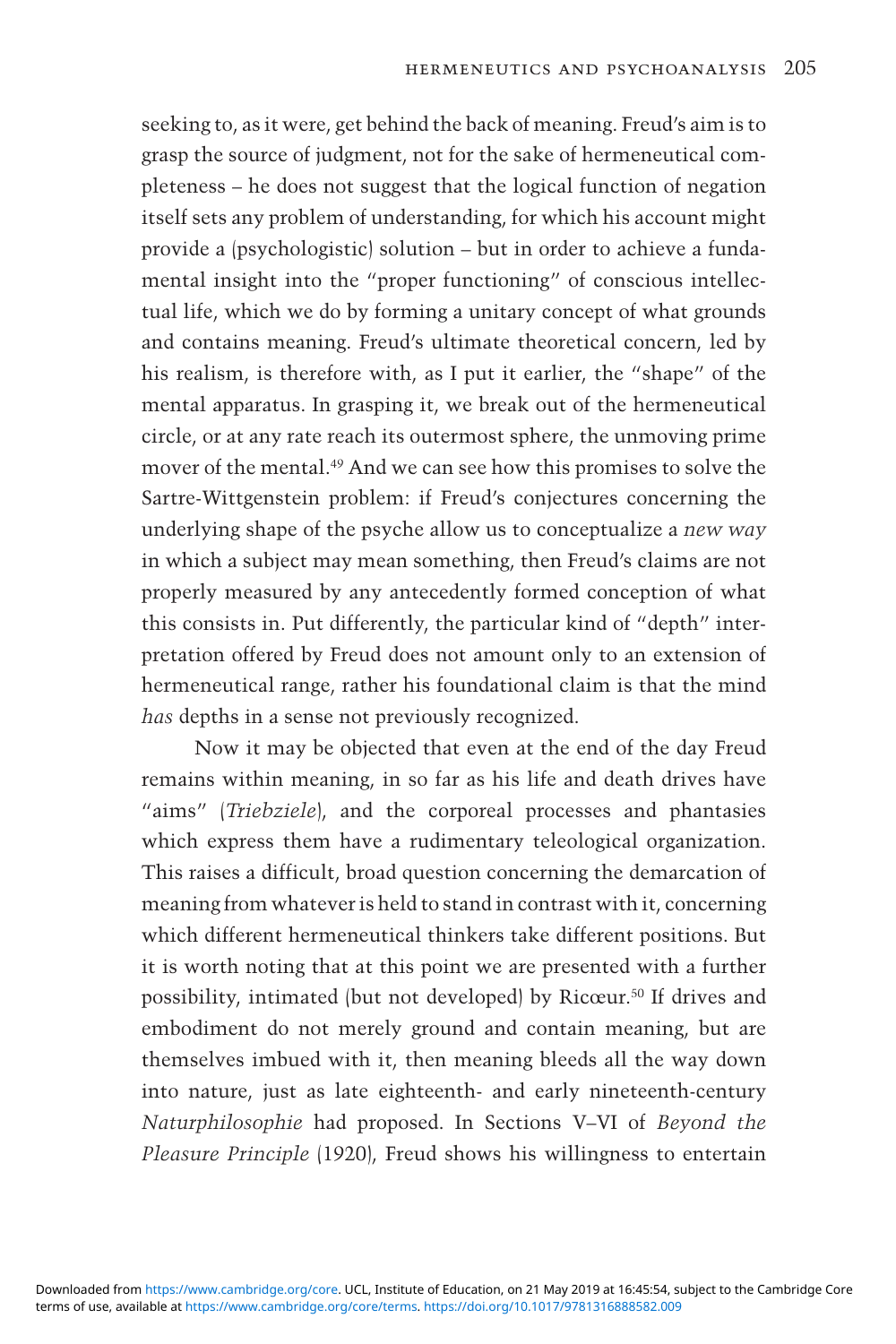seeking to, as it were, get behind the back of meaning. Freud's aim is to grasp the source of judgment, not for the sake of hermeneutical completeness – he does not suggest that the logical function of negation itself sets any problem of understanding, for which his account might provide a (psychologistic) solution – but in order to achieve a fundamental insight into the "proper functioning" of conscious intellectual life, which we do by forming a unitary concept of what grounds and contains meaning. Freud's ultimate theoretical concern, led by his realism, is therefore with, as I put it earlier, the "shape" of the mental apparatus. In grasping it, we break out of the hermeneutical circle, or at any rate reach its outermost sphere, the unmoving prime mover of the mental.[49] And we can see how this promises to solve the Sartre-Wittgenstein problem: if Freud's conjectures concerning the underlying shape of the psyche allow us to conceptualize a *new way* in which a subject may mean something, then Freud's claims are not properly measured by any antecedently formed conception of what this consists in. Put differently, the particular kind of "depth" interpretation offered by Freud does not amount only to an extension of hermeneutical range, rather his foundational claim is that the mind *has* depths in a sense not previously recognized.

Now it may be objected that even at the end of the day Freud remains within meaning, in so far as his life and death drives have "aims" (*Triebziele*), and the corporeal processes and phantasies which express them have a rudimentary teleological organization. This raises a difficult, broad question concerning the demarcation of meaning from whatever is held to stand in contrast with it, concerning which different hermeneutical thinkers take different positions. But it is worth noting that at this point we are presented with a further possibility, intimated (but not developed) by Ricœur.[50] If drives and embodiment do not merely ground and contain meaning, but are themselves imbued with it, then meaning bleeds all the way down into nature, just as late eighteenth- and early nineteenth-century *Naturphilosophie* had proposed. In Sections V–VI of *Beyond the Pleasure Principle* (1920), Freud shows his willingness to entertain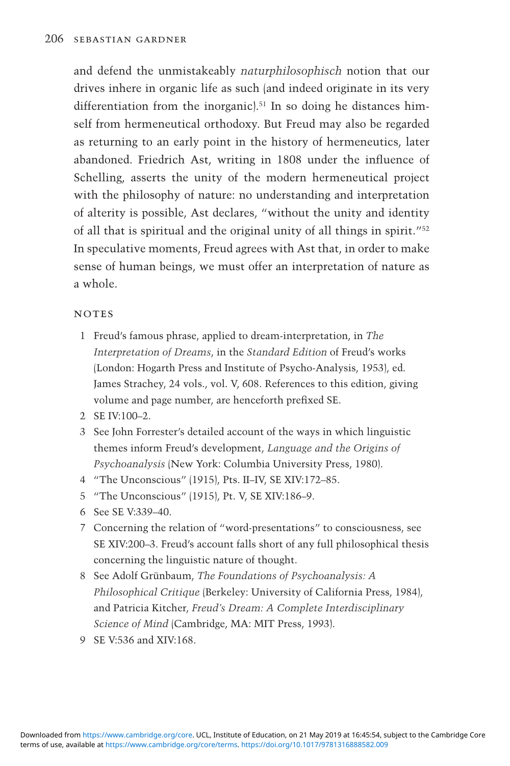and defend the unmistakeably *naturphilosophisch* notion that our drives inhere in organic life as such (and indeed originate in its very differentiation from the inorganic).[51] In so doing he distances himself from hermeneutical orthodoxy. But Freud may also be regarded as returning to an early point in the history of hermeneutics, later abandoned. Friedrich Ast, writing in 1808 under the influence of Schelling, asserts the unity of the modern hermeneutical project with the philosophy of nature: no understanding and interpretation of alterity is possible, Ast declares, "without the unity and identity of all that is spiritual and the original unity of all things in spirit."[52] In speculative moments, Freud agrees with Ast that, in order to make sense of human beings, we must offer an interpretation of nature as a whole.

## NOTES

1. Freud's famous phrase, applied to dream-interpretation, in *The Interpretation of Dreams*, in the *Standard Edition* of Freud's works (London: Hogarth Press and Institute of Psycho-Analysis, 1953), ed. James Strachey, 24 vols., vol. V, 608. References to this edition, giving volume and page number, are henceforth prefixed SE.
2. SE IV:100–2.
3. See John Forrester's detailed account of the ways in which linguistic themes inform Freud's development, *Language and the Origins of Psychoanalysis* (New York: Columbia University Press, 1980).
4. "The Unconscious" (1915), Pts. II–IV, SE XIV:172–85.
5. "The Unconscious" (1915), Pt. V, SE XIV:186–9.
6. See SE V:339–40.
7. Concerning the relation of "word-presentations" to consciousness, see SE XIV:200–3. Freud's account falls short of any full philosophical thesis concerning the linguistic nature of thought.
8. See Adolf Grünbaum, *The Foundations of Psychoanalysis: A Philosophical Critique* (Berkeley: University of California Press, 1984), and Patricia Kitcher, *Freud's Dream: A Complete Interdisciplinary Science of Mind* (Cambridge, MA: MIT Press, 1993).
9. SE V:536 and XIV:168.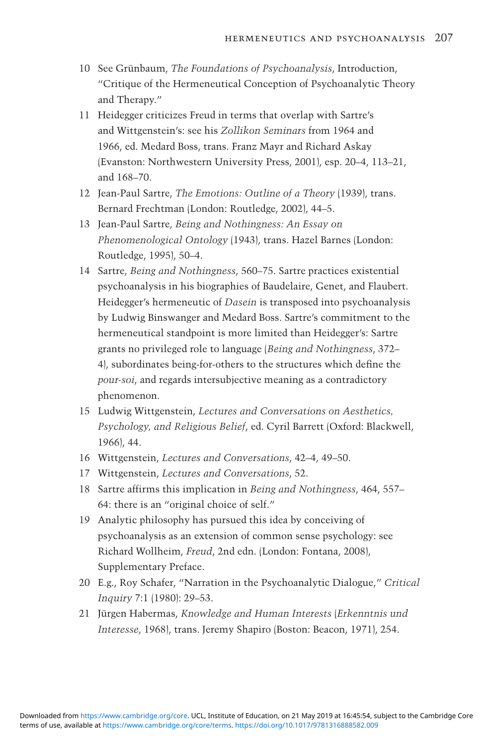10 See Grünbaum, *The Foundations of Psychoanalysis*, Introduction, "Critique of the Hermeneutical Conception of Psychoanalytic Theory and Therapy."

11 Heidegger criticizes Freud in terms that overlap with Sartre's and Wittgenstein's: see his *Zollikon Seminars* from 1964 and 1966, ed. Medard Boss, trans. Franz Mayr and Richard Askay (Evanston: Northwestern University Press, 2001), esp. 20–4, 113–21, and 168–70.

12 Jean-Paul Sartre, *The Emotions: Outline of a Theory* (1939), trans. Bernard Frechtman (London: Routledge, 2002), 44–5.

13 Jean-Paul Sartre, *Being and Nothingness: An Essay on Phenomenological Ontology* (1943), trans. Hazel Barnes (London: Routledge, 1995), 50–4.

14 Sartre, *Being and Nothingness*, 560–75. Sartre practices existential psychoanalysis in his biographies of Baudelaire, Genet, and Flaubert. Heidegger's hermeneutic of *Dasein* is transposed into psychoanalysis by Ludwig Binswanger and Medard Boss. Sartre's commitment to the hermeneutical standpoint is more limited than Heidegger's: Sartre grants no privileged role to language (*Being and Nothingness*, 372–4), subordinates being-for-others to the structures which define the *pour-soi*, and regards intersubjective meaning as a contradictory phenomenon.

15 Ludwig Wittgenstein, *Lectures and Conversations on Aesthetics, Psychology, and Religious Belief*, ed. Cyril Barrett (Oxford: Blackwell, 1966), 44.

16 Wittgenstein, *Lectures and Conversations*, 42–4, 49–50.

17 Wittgenstein, *Lectures and Conversations*, 52.

18 Sartre affirms this implication in *Being and Nothingness*, 464, 557–64: there is an "original choice of self."

19 Analytic philosophy has pursued this idea by conceiving of psychoanalysis as an extension of common sense psychology: see Richard Wollheim, *Freud*, 2nd edn. (London: Fontana, 2008), Supplementary Preface.

20 E.g., Roy Schafer, "Narration in the Psychoanalytic Dialogue," *Critical Inquiry* 7:1 (1980): 29–53.

21 Jürgen Habermas, *Knowledge and Human Interests* (*Erkenntnis und Interesse*, 1968), trans. Jeremy Shapiro (Boston: Beacon, 1971), 254.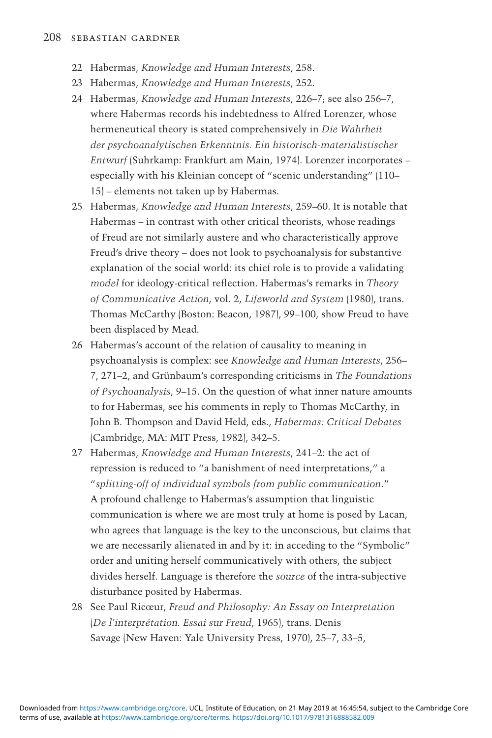22 Habermas, *Knowledge and Human Interests*, 258.

23 Habermas, *Knowledge and Human Interests*, 252.

24 Habermas, *Knowledge and Human Interests*, 226–7; see also 256–7, where Habermas records his indebtedness to Alfred Lorenzer, whose hermeneutical theory is stated comprehensively in *Die Wahrheit der psychoanalytischen Erkenntnis. Ein historisch-materialistischer Entwurf* (Suhrkamp: Frankfurt am Main, 1974). Lorenzer incorporates – especially with his Kleinian concept of "scenic understanding" (110–15) – elements not taken up by Habermas.

25 Habermas, *Knowledge and Human Interests*, 259–60. It is notable that Habermas – in contrast with other critical theorists, whose readings of Freud are not similarly austere and who characteristically approve Freud's drive theory – does not look to psychoanalysis for substantive explanation of the social world: its chief role is to provide a validating *model* for ideology-critical reflection. Habermas's remarks in *Theory of Communicative Action*, vol. 2, *Lifeworld and System* (1980), trans. Thomas McCarthy (Boston: Beacon, 1987), 99–100, show Freud to have been displaced by Mead.

26 Habermas's account of the relation of causality to meaning in psychoanalysis is complex: see *Knowledge and Human Interests*, 256–7, 271–2, and Grünbaum's corresponding criticisms in *The Foundations of Psychoanalysis*, 9–15. On the question of what inner nature amounts to for Habermas, see his comments in reply to Thomas McCarthy, in John B. Thompson and David Held, eds., *Habermas: Critical Debates* (Cambridge, MA: MIT Press, 1982), 342–5.

27 Habermas, *Knowledge and Human Interests*, 241–2: the act of repression is reduced to "a banishment of need interpretations," a "*splitting-off of individual symbols from public communication*." A profound challenge to Habermas's assumption that linguistic communication is where we are most truly at home is posed by Lacan, who agrees that language is the key to the unconscious, but claims that we are necessarily alienated in and by it: in acceding to the "Symbolic" order and uniting herself communicatively with others, the subject divides herself. Language is therefore the *source* of the intra-subjective disturbance posited by Habermas.

28 See Paul Ricœur, *Freud and Philosophy: An Essay on Interpretation* (*De l'interprétation. Essai sur Freud*, 1965), trans. Denis Savage (New Haven: Yale University Press, 1970), 25–7, 33–5,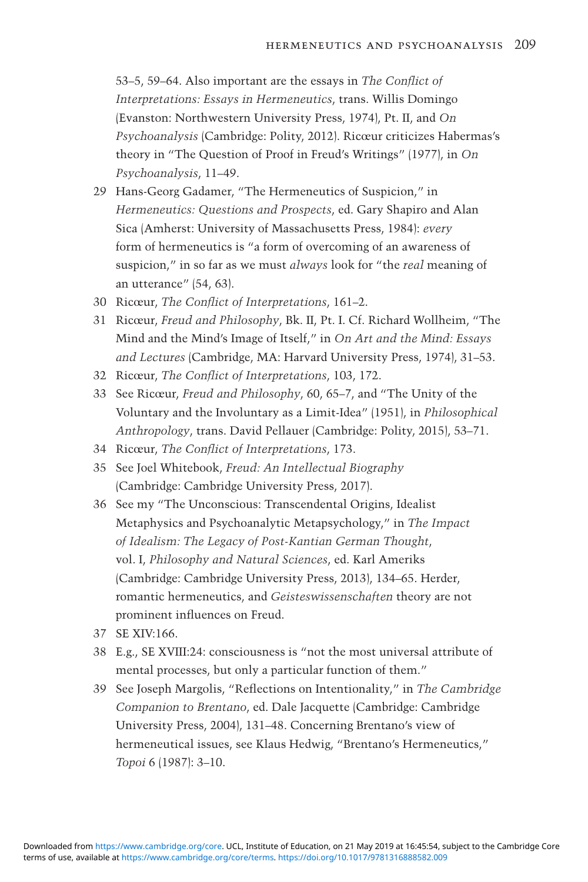53–5, 59–64. Also important are the essays in *The Conflict of Interpretations: Essays in Hermeneutics*, trans. Willis Domingo (Evanston: Northwestern University Press, 1974), Pt. II, and *On Psychoanalysis* (Cambridge: Polity, 2012). Ricœur criticizes Habermas's theory in "The Question of Proof in Freud's Writings" (1977), in *On Psychoanalysis*, 11–49.

29 Hans-Georg Gadamer, "The Hermeneutics of Suspicion," in *Hermeneutics: Questions and Prospects*, ed. Gary Shapiro and Alan Sica (Amherst: University of Massachusetts Press, 1984): *every* form of hermeneutics is "a form of overcoming of an awareness of suspicion," in so far as we must *always* look for "the *real* meaning of an utterance" (54, 63).

30 Ricœur, *The Conflict of Interpretations*, 161–2.

31 Ricœur, *Freud and Philosophy*, Bk. II, Pt. I. Cf. Richard Wollheim, "The Mind and the Mind's Image of Itself," in *On Art and the Mind: Essays and Lectures* (Cambridge, MA: Harvard University Press, 1974), 31–53.

32 Ricœur, *The Conflict of Interpretations*, 103, 172.

33 See Ricœur, *Freud and Philosophy*, 60, 65–7, and "The Unity of the Voluntary and the Involuntary as a Limit-Idea" (1951), in *Philosophical Anthropology*, trans. David Pellauer (Cambridge: Polity, 2015), 53–71.

34 Ricœur, *The Conflict of Interpretations*, 173.

35 See Joel Whitebook, *Freud: An Intellectual Biography* (Cambridge: Cambridge University Press, 2017).

36 See my "The Unconscious: Transcendental Origins, Idealist Metaphysics and Psychoanalytic Metapsychology," in *The Impact of Idealism: The Legacy of Post-Kantian German Thought*, vol. I, *Philosophy and Natural Sciences*, ed. Karl Ameriks (Cambridge: Cambridge University Press, 2013), 134–65. Herder, romantic hermeneutics, and *Geisteswissenschaften* theory are not prominent influences on Freud.

37 SE XIV:166.

38 E.g., SE XVIII:24: consciousness is "not the most universal attribute of mental processes, but only a particular function of them."

39 See Joseph Margolis, "Reflections on Intentionality," in *The Cambridge Companion to Brentano*, ed. Dale Jacquette (Cambridge: Cambridge University Press, 2004), 131–48. Concerning Brentano's view of hermeneutical issues, see Klaus Hedwig, "Brentano's Hermeneutics," *Topoi* 6 (1987): 3–10.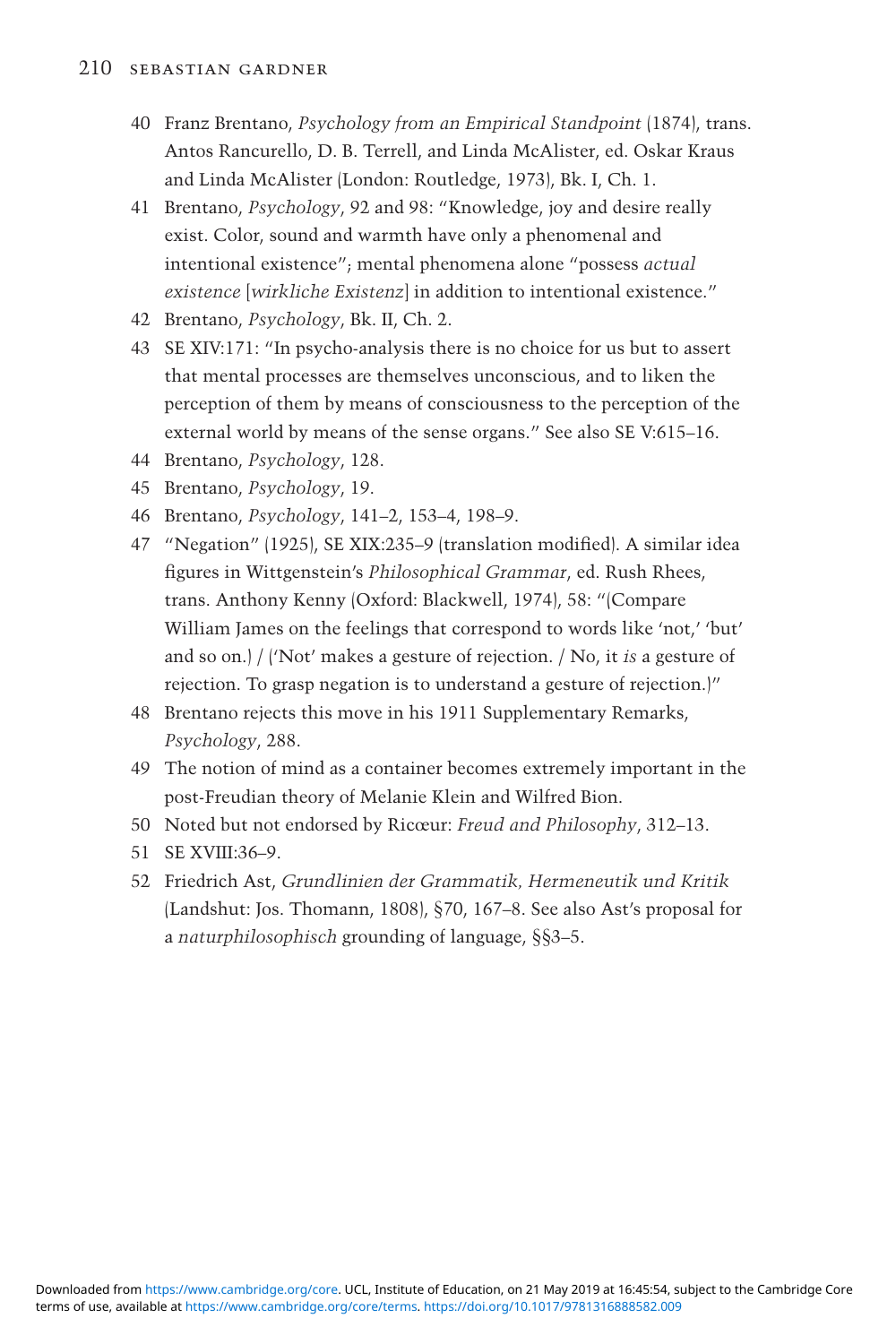40 Franz Brentano, *Psychology from an Empirical Standpoint* (1874), trans. Antos Rancurello, D. B. Terrell, and Linda McAlister, ed. Oskar Kraus and Linda McAlister (London: Routledge, 1973), Bk. I, Ch. 1.

41 Brentano, *Psychology*, 92 and 98: "Knowledge, joy and desire really exist. Color, sound and warmth have only a phenomenal and intentional existence"; mental phenomena alone "possess *actual existence* [*wirkliche Existenz*] in addition to intentional existence."

42 Brentano, *Psychology*, Bk. II, Ch. 2.

43 SE XIV:171: "In psycho-analysis there is no choice for us but to assert that mental processes are themselves unconscious, and to liken the perception of them by means of consciousness to the perception of the external world by means of the sense organs." See also SE V:615–16.

44 Brentano, *Psychology*, 128.

45 Brentano, *Psychology*, 19.

46 Brentano, *Psychology*, 141–2, 153–4, 198–9.

47 "Negation" (1925), SE XIX:235–9 (translation modified). A similar idea figures in Wittgenstein's *Philosophical Grammar*, ed. Rush Rhees, trans. Anthony Kenny (Oxford: Blackwell, 1974), 58: "(Compare William James on the feelings that correspond to words like 'not,' 'but' and so on.) / ('Not' makes a gesture of rejection. / No, it *is* a gesture of rejection. To grasp negation is to understand a gesture of rejection.)"

48 Brentano rejects this move in his 1911 Supplementary Remarks, *Psychology*, 288.

49 The notion of mind as a container becomes extremely important in the post-Freudian theory of Melanie Klein and Wilfred Bion.

50 Noted but not endorsed by Ricœur: *Freud and Philosophy*, 312–13.

51 SE XVIII:36–9.

52 Friedrich Ast, *Grundlinien der Grammatik, Hermeneutik und Kritik* (Landshut: Jos. Thomann, 1808), §70, 167–8. See also Ast's proposal for a *naturphilosophisch* grounding of language, §§3–5.